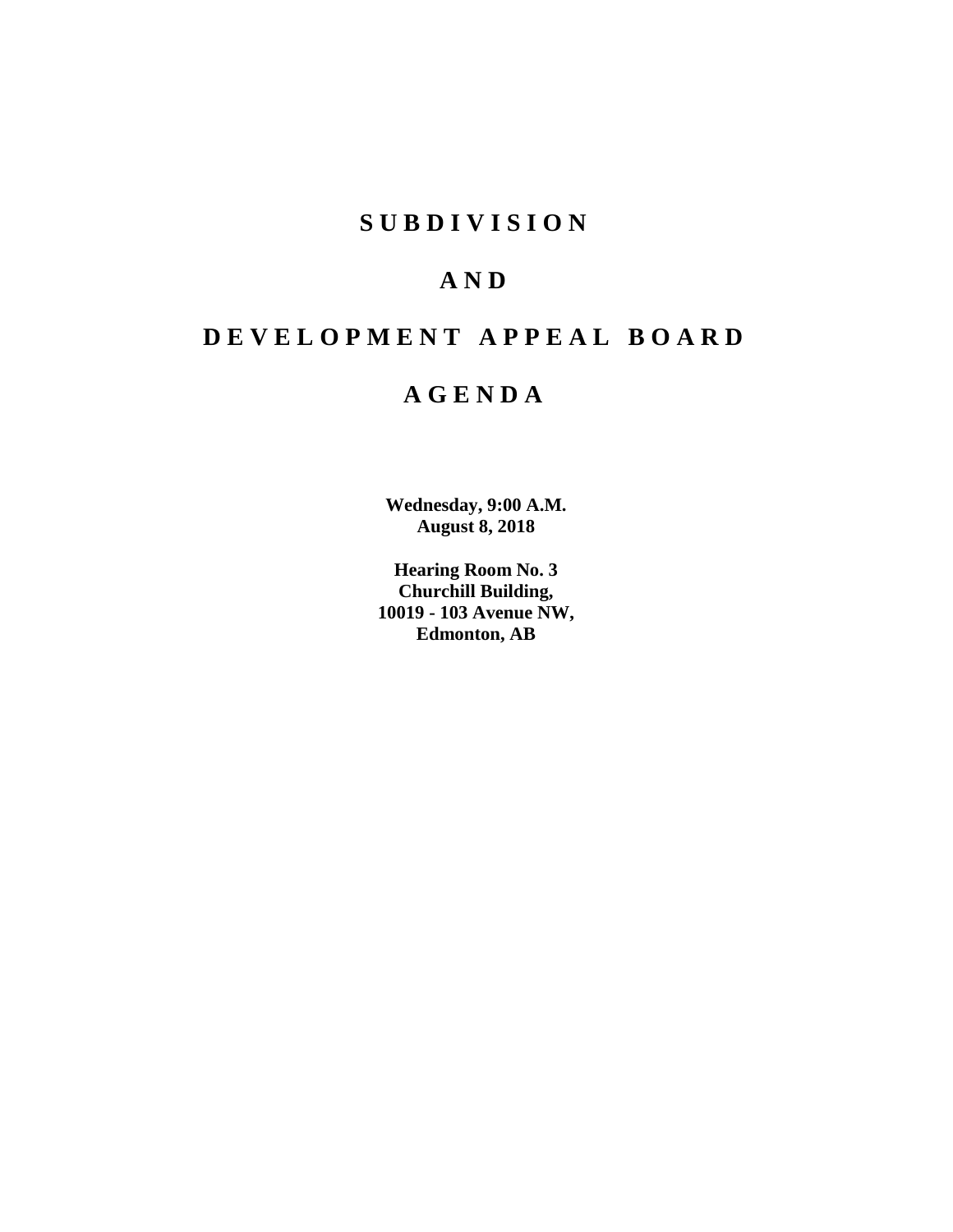# SUBDIVISION

# AND

# DEVELOPMENT APPEAL BOARD

# AGENDA

**Wednesday, 9:00 A.M.**
**August 8, 2018**

**Hearing Room No. 3**
**Churchill Building,**
**10019 - 103 Avenue NW,**
**Edmonton, AB**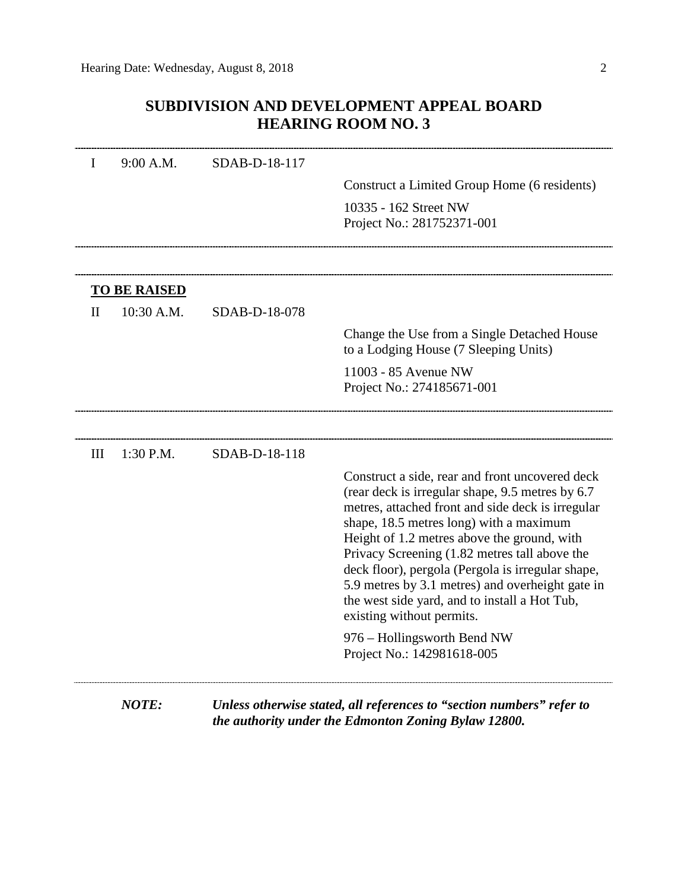# SUBDIVISION AND DEVELOPMENT APPEAL BOARD
# HEARING ROOM NO. 3

---

| | | | |
|---|---|---|---|
| I | 9:00 A.M. | SDAB-D-18-117 | |
| | | | Construct a Limited Group Home (6 residents) |
| | | | 10335 - 162 Street NW<br>Project No.: 281752371-001 |

---

---

**TO BE RAISED**

| | | | |
|---|---|---|---|
| II | 10:30 A.M. | SDAB-D-18-078 | |
| | | | Change the Use from a Single Detached House to a Lodging House (7 Sleeping Units) |
| | | | 11003 - 85 Avenue NW<br>Project No.: 274185671-001 |

---

---

| | | | |
|---|---|---|---|
| III | 1:30 P.M. | SDAB-D-18-118 | |
| | | | Construct a side, rear and front uncovered deck (rear deck is irregular shape, 9.5 metres by 6.7 metres, attached front and side deck is irregular shape, 18.5 metres long) with a maximum Height of 1.2 metres above the ground, with Privacy Screening (1.82 metres tall above the deck floor), pergola (Pergola is irregular shape, 5.9 metres by 3.1 metres) and overheight gate in the west side yard, and to install a Hot Tub, existing without permits. |
| | | | 976 – Hollingsworth Bend NW<br>Project No.: 142981618-005 |

---

***NOTE:*** ***Unless otherwise stated, all references to "section numbers" refer to the authority under the Edmonton Zoning Bylaw 12800.***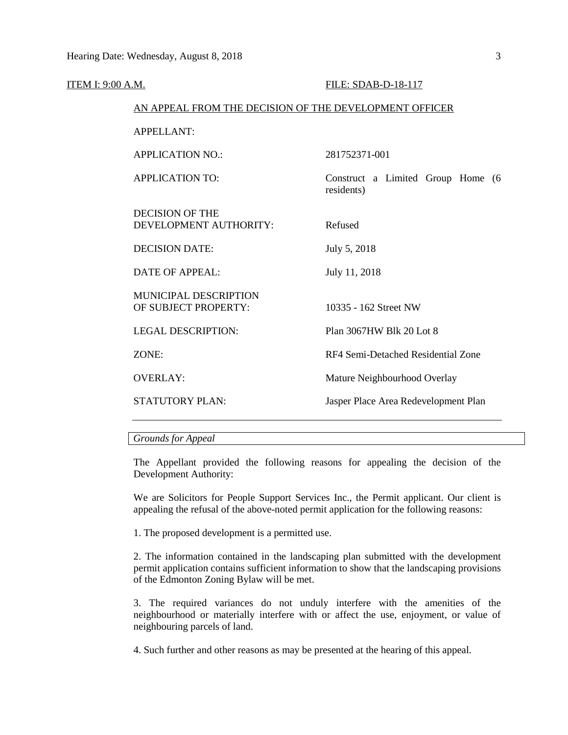ITEM I: 9:00 A.M. FILE: SDAB-D-18-117

AN APPEAL FROM THE DECISION OF THE DEVELOPMENT OFFICER

| | |
|---|---|
| APPELLANT: | |
| APPLICATION NO.: | 281752371-001 |
| APPLICATION TO: | Construct a Limited Group Home (6 residents) |
| DECISION OF THE DEVELOPMENT AUTHORITY: | Refused |
| DECISION DATE: | July 5, 2018 |
| DATE OF APPEAL: | July 11, 2018 |
| MUNICIPAL DESCRIPTION OF SUBJECT PROPERTY: | 10335 - 162 Street NW |
| LEGAL DESCRIPTION: | Plan 3067HW Blk 20 Lot 8 |
| ZONE: | RF4 Semi-Detached Residential Zone |
| OVERLAY: | Mature Neighbourhood Overlay |
| STATUTORY PLAN: | Jasper Place Area Redevelopment Plan |

*Grounds for Appeal*

The Appellant provided the following reasons for appealing the decision of the Development Authority:

We are Solicitors for People Support Services Inc., the Permit applicant. Our client is appealing the refusal of the above-noted permit application for the following reasons:

1. The proposed development is a permitted use.

2. The information contained in the landscaping plan submitted with the development permit application contains sufficient information to show that the landscaping provisions of the Edmonton Zoning Bylaw will be met.

3. The required variances do not unduly interfere with the amenities of the neighbourhood or materially interfere with or affect the use, enjoyment, or value of neighbouring parcels of land.

4. Such further and other reasons as may be presented at the hearing of this appeal.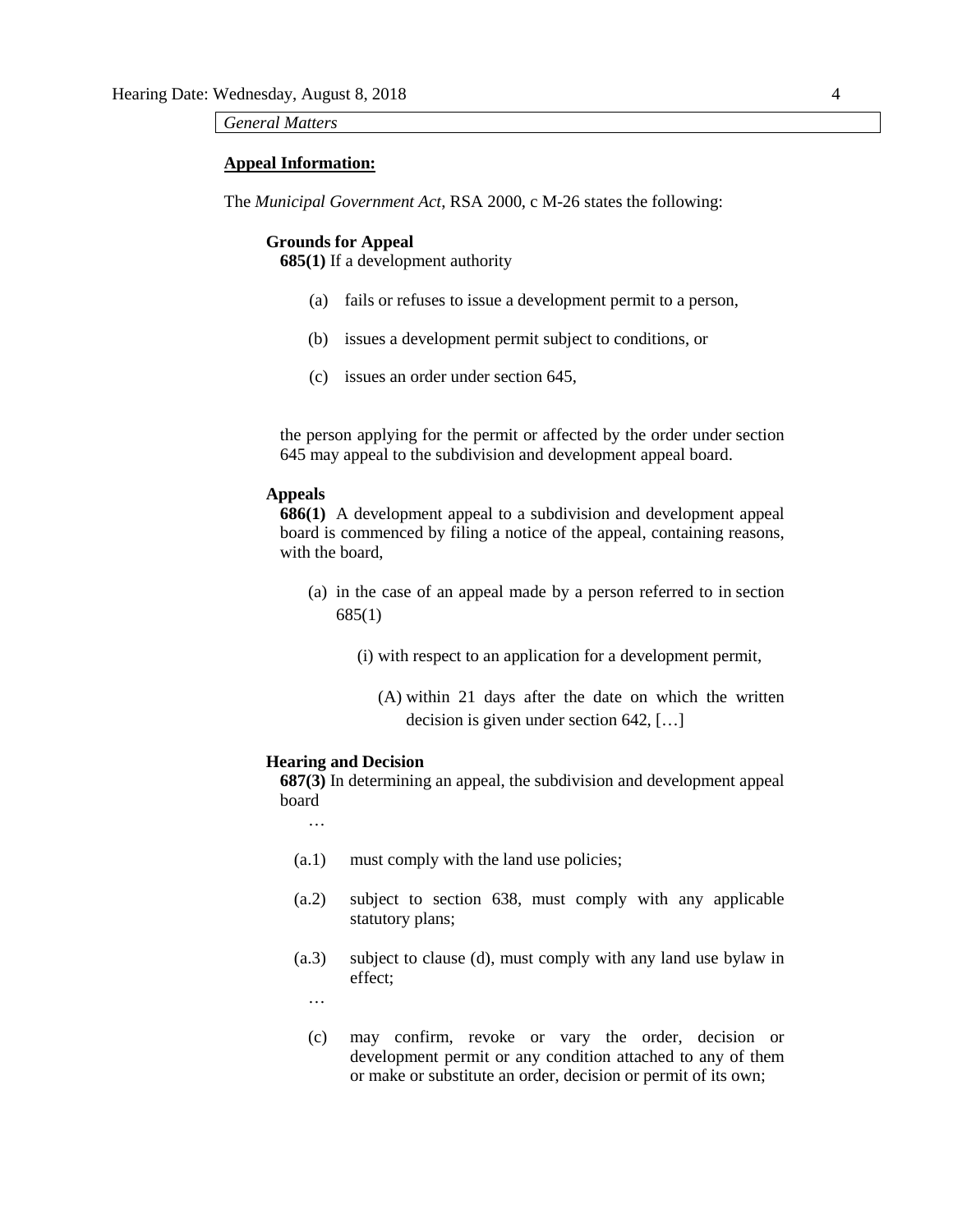*General Matters*

**Appeal Information:**

The *Municipal Government Act*, RSA 2000, c M-26 states the following:

**Grounds for Appeal**

**685(1)** If a development authority

(a) fails or refuses to issue a development permit to a person,

(b) issues a development permit subject to conditions, or

(c) issues an order under section 645,

the person applying for the permit or affected by the order under section 645 may appeal to the subdivision and development appeal board.

**Appeals**

**686(1)** A development appeal to a subdivision and development appeal board is commenced by filing a notice of the appeal, containing reasons, with the board,

(a) in the case of an appeal made by a person referred to in section 685(1)

(i) with respect to an application for a development permit,

(A) within 21 days after the date on which the written decision is given under section 642, […]

**Hearing and Decision**

**687(3)** In determining an appeal, the subdivision and development appeal board

…

(a.1) must comply with the land use policies;

(a.2) subject to section 638, must comply with any applicable statutory plans;

(a.3) subject to clause (d), must comply with any land use bylaw in effect;

…

(c) may confirm, revoke or vary the order, decision or development permit or any condition attached to any of them or make or substitute an order, decision or permit of its own;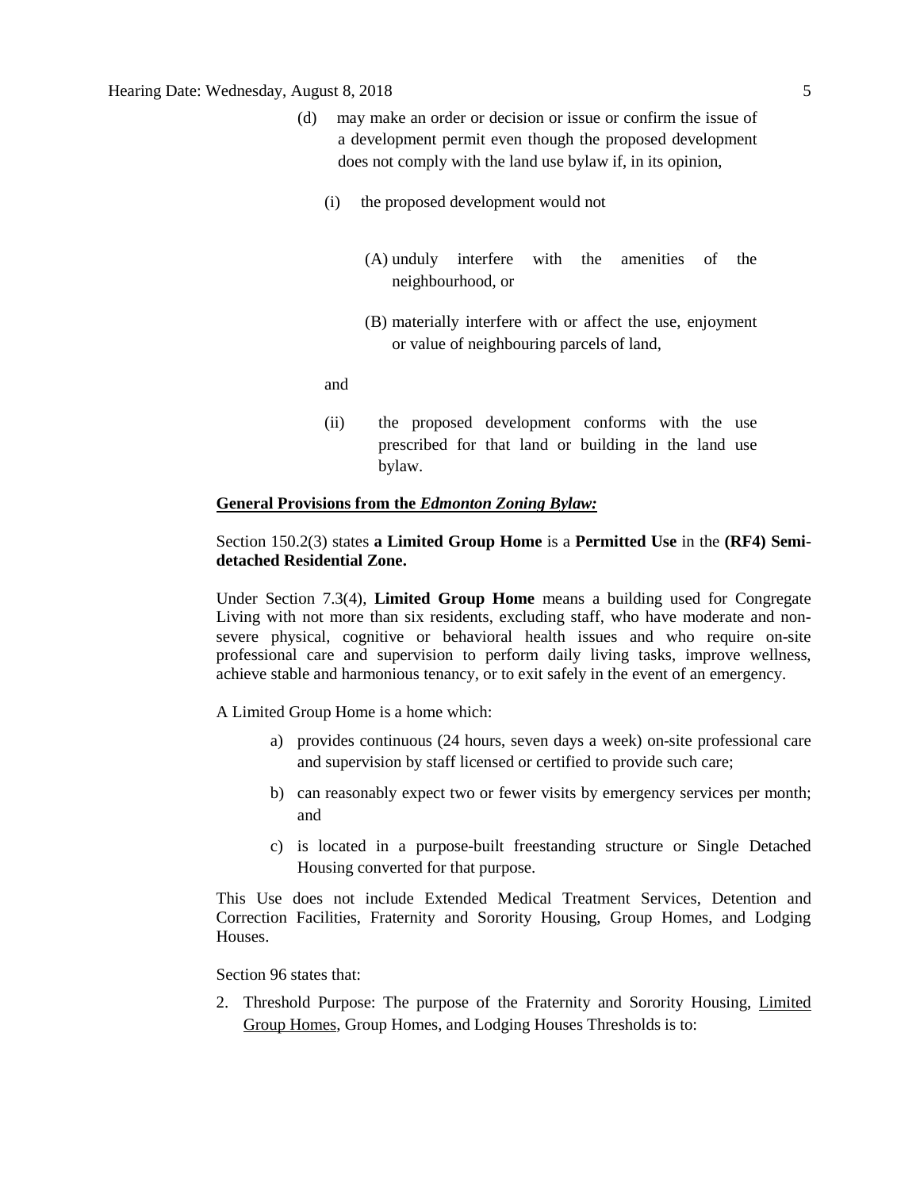(d) may make an order or decision or issue or confirm the issue of a development permit even though the proposed development does not comply with the land use bylaw if, in its opinion,

(i) the proposed development would not

(A) unduly interfere with the amenities of the neighbourhood, or

(B) materially interfere with or affect the use, enjoyment or value of neighbouring parcels of land,

and

(ii) the proposed development conforms with the use prescribed for that land or building in the land use bylaw.

**General Provisions from the *Edmonton Zoning Bylaw:***

Section 150.2(3) states **a Limited Group Home** is a **Permitted Use** in the **(RF4) Semi-detached Residential Zone.**

Under Section 7.3(4), **Limited Group Home** means a building used for Congregate Living with not more than six residents, excluding staff, who have moderate and non-severe physical, cognitive or behavioral health issues and who require on-site professional care and supervision to perform daily living tasks, improve wellness, achieve stable and harmonious tenancy, or to exit safely in the event of an emergency.

A Limited Group Home is a home which:

a) provides continuous (24 hours, seven days a week) on-site professional care and supervision by staff licensed or certified to provide such care;

b) can reasonably expect two or fewer visits by emergency services per month; and

c) is located in a purpose-built freestanding structure or Single Detached Housing converted for that purpose.

This Use does not include Extended Medical Treatment Services, Detention and Correction Facilities, Fraternity and Sorority Housing, Group Homes, and Lodging Houses.

Section 96 states that:

2. Threshold Purpose: The purpose of the Fraternity and Sorority Housing, <u>Limited Group Homes</u>, Group Homes, and Lodging Houses Thresholds is to: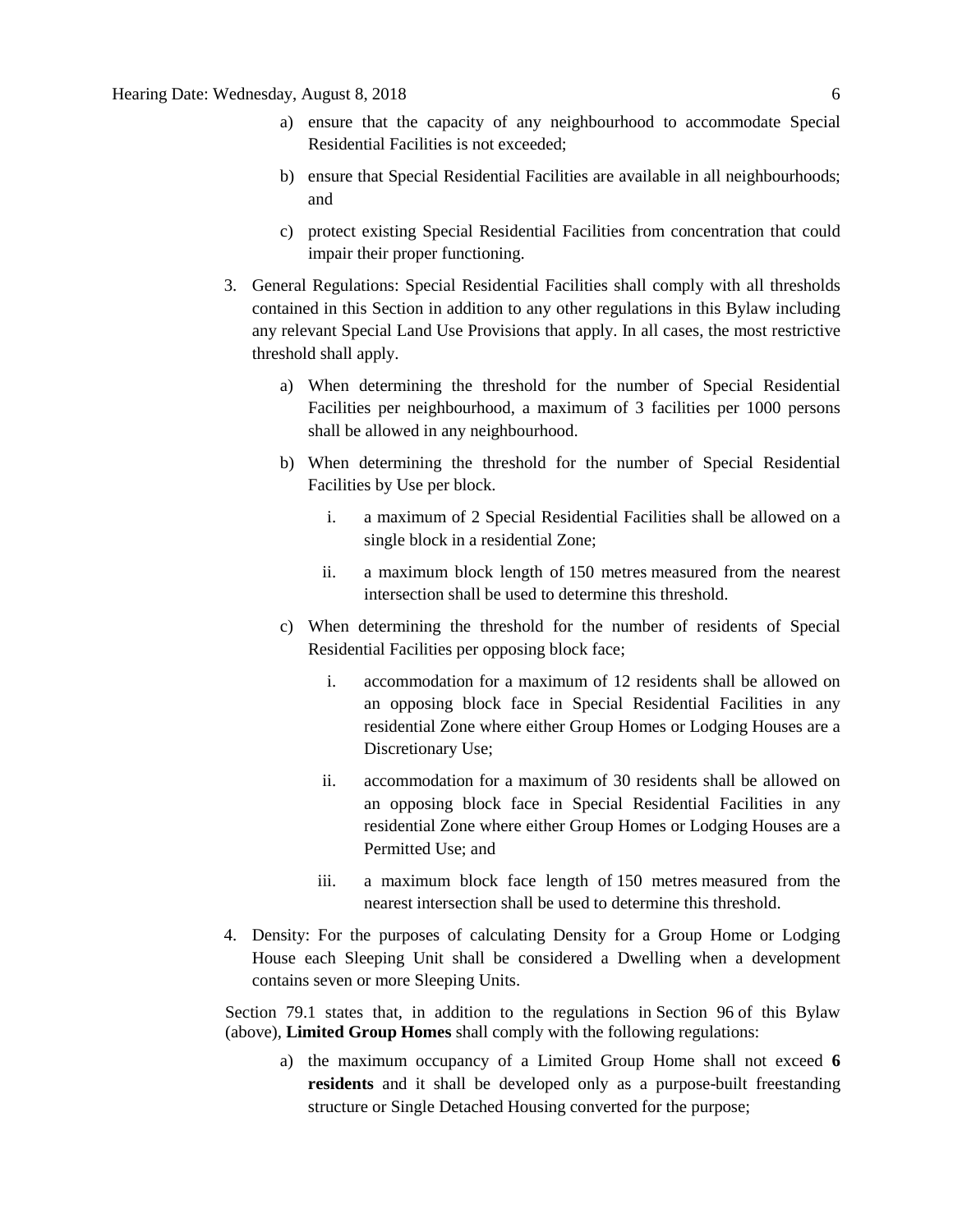a) ensure that the capacity of any neighbourhood to accommodate Special Residential Facilities is not exceeded;

b) ensure that Special Residential Facilities are available in all neighbourhoods; and

c) protect existing Special Residential Facilities from concentration that could impair their proper functioning.

3. General Regulations: Special Residential Facilities shall comply with all thresholds contained in this Section in addition to any other regulations in this Bylaw including any relevant Special Land Use Provisions that apply. In all cases, the most restrictive threshold shall apply.

   a) When determining the threshold for the number of Special Residential Facilities per neighbourhood, a maximum of 3 facilities per 1000 persons shall be allowed in any neighbourhood.

   b) When determining the threshold for the number of Special Residential Facilities by Use per block.

      i. a maximum of 2 Special Residential Facilities shall be allowed on a single block in a residential Zone;

      ii. a maximum block length of 150 metres measured from the nearest intersection shall be used to determine this threshold.

   c) When determining the threshold for the number of residents of Special Residential Facilities per opposing block face;

      i. accommodation for a maximum of 12 residents shall be allowed on an opposing block face in Special Residential Facilities in any residential Zone where either Group Homes or Lodging Houses are a Discretionary Use;

      ii. accommodation for a maximum of 30 residents shall be allowed on an opposing block face in Special Residential Facilities in any residential Zone where either Group Homes or Lodging Houses are a Permitted Use; and

      iii. a maximum block face length of 150 metres measured from the nearest intersection shall be used to determine this threshold.

4. Density: For the purposes of calculating Density for a Group Home or Lodging House each Sleeping Unit shall be considered a Dwelling when a development contains seven or more Sleeping Units.

Section 79.1 states that, in addition to the regulations in Section 96 of this Bylaw (above), **Limited Group Homes** shall comply with the following regulations:

a) the maximum occupancy of a Limited Group Home shall not exceed **6 residents** and it shall be developed only as a purpose-built freestanding structure or Single Detached Housing converted for the purpose;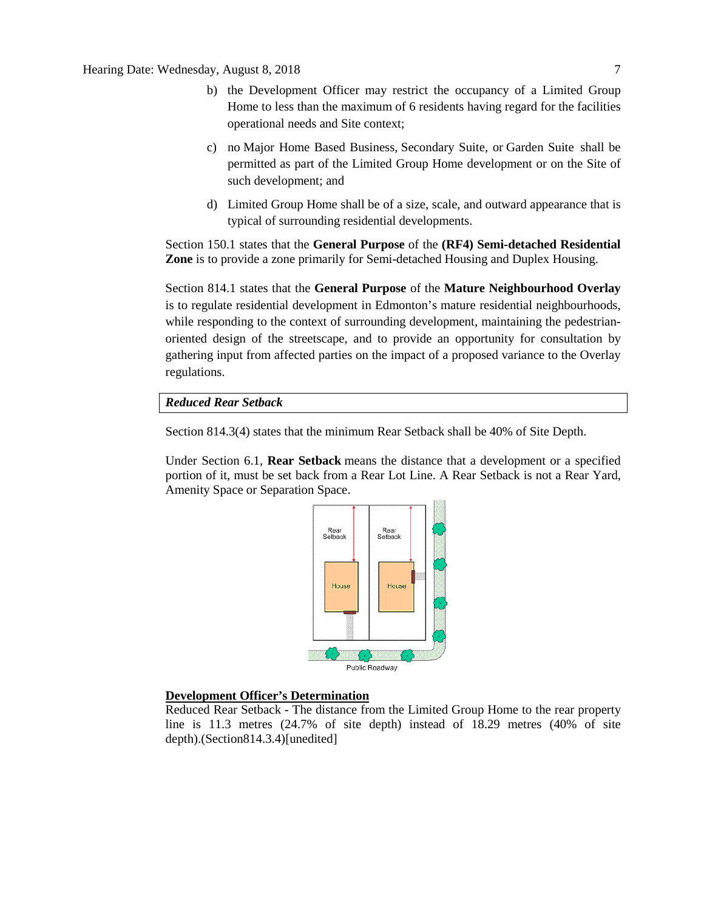b) the Development Officer may restrict the occupancy of a Limited Group Home to less than the maximum of 6 residents having regard for the facilities operational needs and Site context;

c) no Major Home Based Business, Secondary Suite, or Garden Suite shall be permitted as part of the Limited Group Home development or on the Site of such development; and

d) Limited Group Home shall be of a size, scale, and outward appearance that is typical of surrounding residential developments.

Section 150.1 states that the **General Purpose** of the **(RF4) Semi-detached Residential Zone** is to provide a zone primarily for Semi-detached Housing and Duplex Housing.

Section 814.1 states that the **General Purpose** of the **Mature Neighbourhood Overlay** is to regulate residential development in Edmonton's mature residential neighbourhoods, while responding to the context of surrounding development, maintaining the pedestrian-oriented design of the streetscape, and to provide an opportunity for consultation by gathering input from affected parties on the impact of a proposed variance to the Overlay regulations.

***Reduced Rear Setback***

Section 814.3(4) states that the minimum Rear Setback shall be 40% of Site Depth.

Under Section 6.1, **Rear Setback** means the distance that a development or a specified portion of it, must be set back from a Rear Lot Line. A Rear Setback is not a Rear Yard, Amenity Space or Separation Space.

**Development Officer's Determination**

Reduced Rear Setback - The distance from the Limited Group Home to the rear property line is 11.3 metres (24.7% of site depth) instead of 18.29 metres (40% of site depth).(Section814.3.4)[unedited]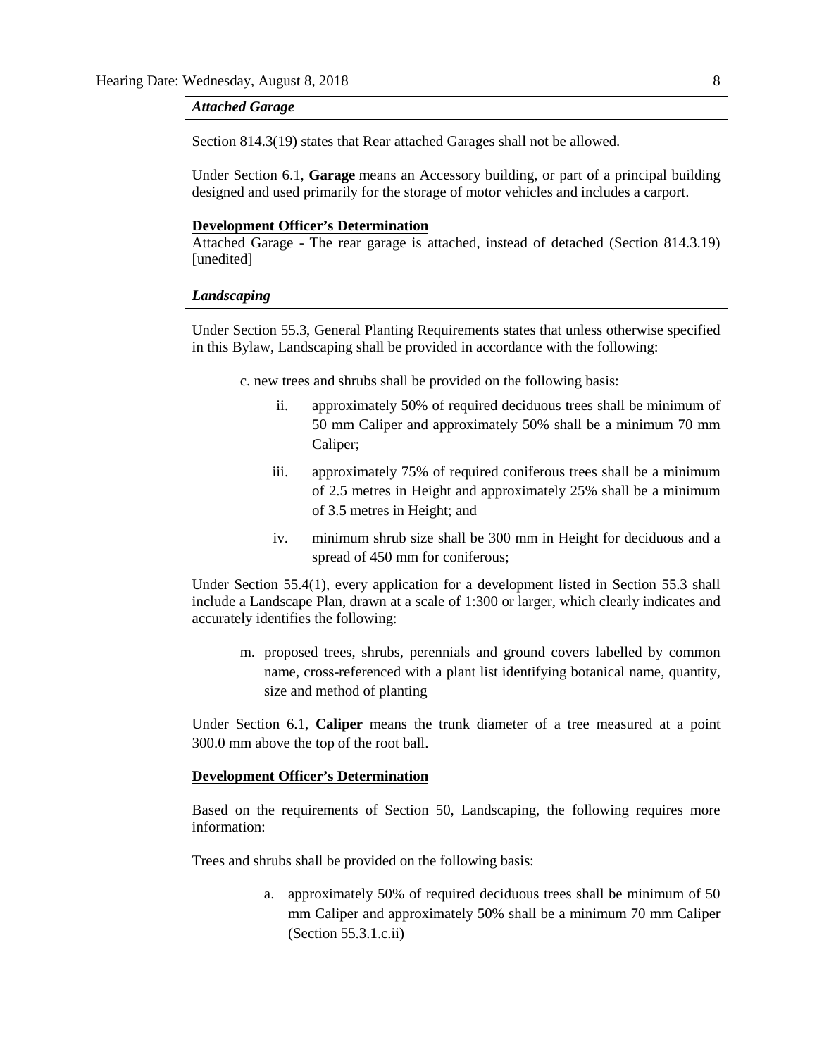***Attached Garage***

Section 814.3(19) states that Rear attached Garages shall not be allowed.

Under Section 6.1, **Garage** means an Accessory building, or part of a principal building designed and used primarily for the storage of motor vehicles and includes a carport.

**Development Officer's Determination**

Attached Garage - The rear garage is attached, instead of detached (Section 814.3.19) [unedited]

***Landscaping***

Under Section 55.3, General Planting Requirements states that unless otherwise specified in this Bylaw, Landscaping shall be provided in accordance with the following:

c. new trees and shrubs shall be provided on the following basis:

ii. approximately 50% of required deciduous trees shall be minimum of 50 mm Caliper and approximately 50% shall be a minimum 70 mm Caliper;

iii. approximately 75% of required coniferous trees shall be a minimum of 2.5 metres in Height and approximately 25% shall be a minimum of 3.5 metres in Height; and

iv. minimum shrub size shall be 300 mm in Height for deciduous and a spread of 450 mm for coniferous;

Under Section 55.4(1), every application for a development listed in Section 55.3 shall include a Landscape Plan, drawn at a scale of 1:300 or larger, which clearly indicates and accurately identifies the following:

m. proposed trees, shrubs, perennials and ground covers labelled by common name, cross-referenced with a plant list identifying botanical name, quantity, size and method of planting

Under Section 6.1, **Caliper** means the trunk diameter of a tree measured at a point 300.0 mm above the top of the root ball.

**Development Officer's Determination**

Based on the requirements of Section 50, Landscaping, the following requires more information:

Trees and shrubs shall be provided on the following basis:

a. approximately 50% of required deciduous trees shall be minimum of 50 mm Caliper and approximately 50% shall be a minimum 70 mm Caliper (Section 55.3.1.c.ii)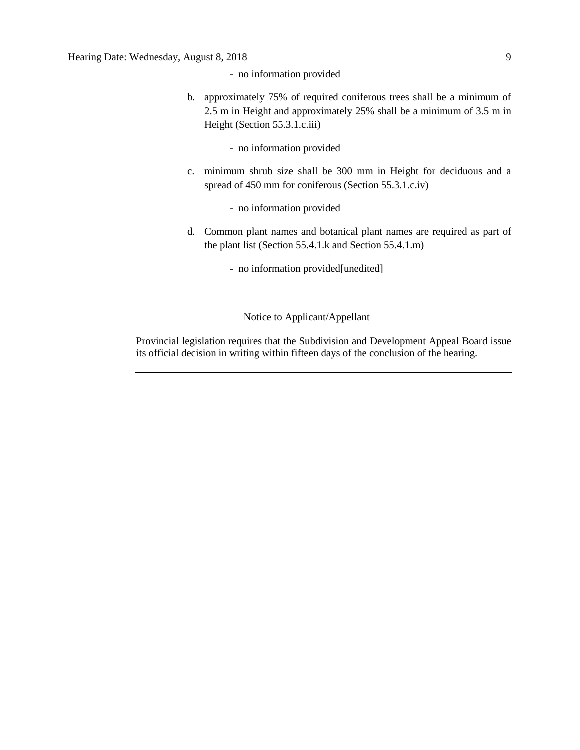- no information provided

b. approximately 75% of required coniferous trees shall be a minimum of 2.5 m in Height and approximately 25% shall be a minimum of 3.5 m in Height (Section 55.3.1.c.iii)

    - no information provided

c. minimum shrub size shall be 300 mm in Height for deciduous and a spread of 450 mm for coniferous (Section 55.3.1.c.iv)

    - no information provided

d. Common plant names and botanical plant names are required as part of the plant list (Section 55.4.1.k and Section 55.4.1.m)

    - no information provided[unedited]

---

<u>Notice to Applicant/Appellant</u>

Provincial legislation requires that the Subdivision and Development Appeal Board issue its official decision in writing within fifteen days of the conclusion of the hearing.

---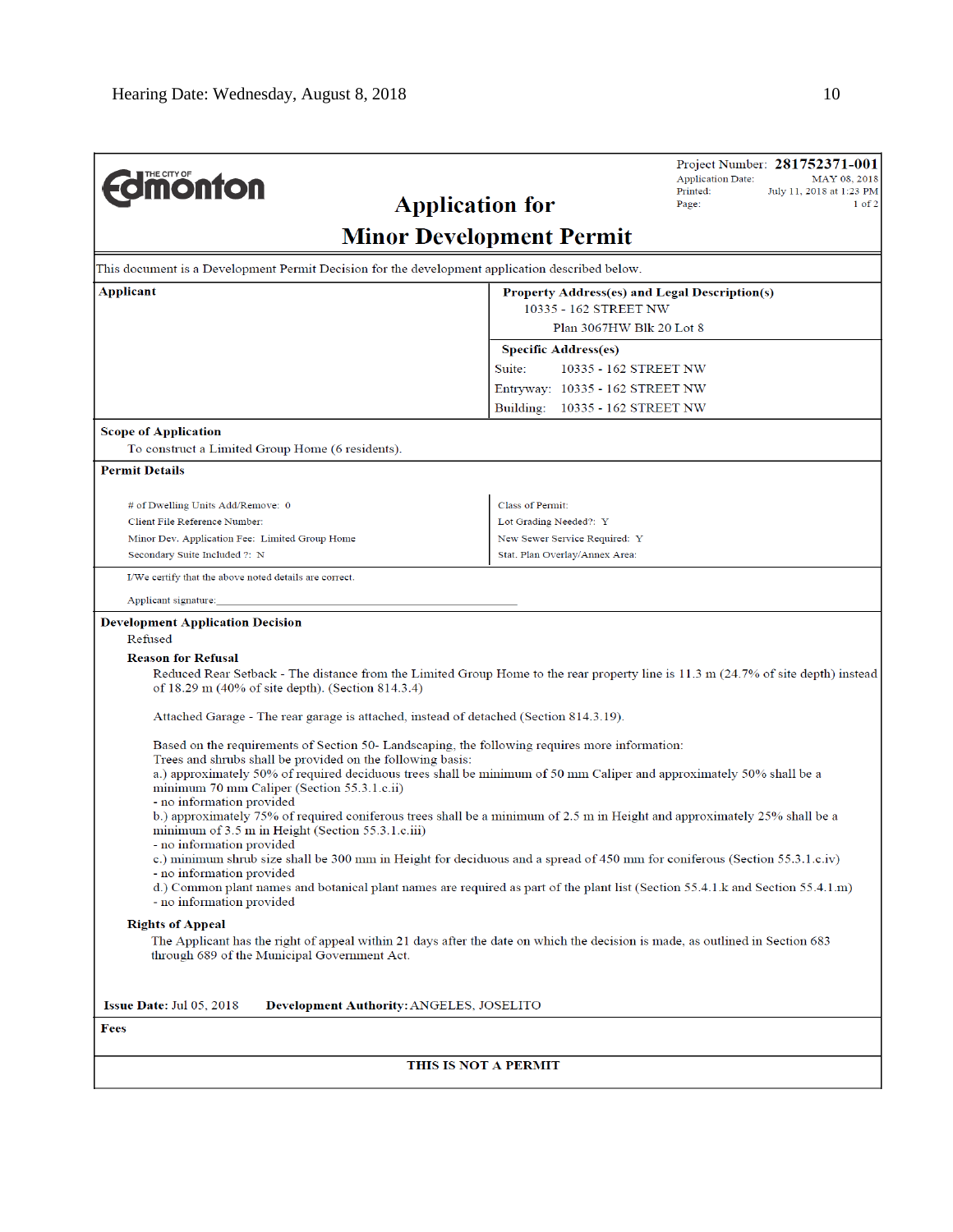Hearing Date: Wednesday, August 8, 2018

**Edmonton** (THE CITY OF)

Project Number: **281752371-001**
Application Date: MAY 08, 2018
Printed: July 11, 2018 at 1:23 PM
Page: 1 of 2

# Application for Minor Development Permit

This document is a Development Permit Decision for the development application described below.

| Applicant | Property Address(es) and Legal Description(s) |
|---|---|
| | 10335 - 162 STREET NW<br>Plan 3067HW Blk 20 Lot 8 |
| | **Specific Address(es)**<br>Suite: 10335 - 162 STREET NW<br>Entryway: 10335 - 162 STREET NW<br>Building: 10335 - 162 STREET NW |

**Scope of Application**

To construct a Limited Group Home (6 residents).

**Permit Details**

| | |
|---|---|
| # of Dwelling Units Add/Remove: 0 | Class of Permit: |
| Client File Reference Number: | Lot Grading Needed?: Y |
| Minor Dev. Application Fee: Limited Group Home | New Sewer Service Required: Y |
| Secondary Suite Included ?: N | Stat. Plan Overlay/Annex Area: |

I/We certify that the above noted details are correct.

Applicant signature:_______________________________________________

**Development Application Decision**

Refused

**Reason for Refusal**

Reduced Rear Setback - The distance from the Limited Group Home to the rear property line is 11.3 m (24.7% of site depth) instead of 18.29 m (40% of site depth). (Section 814.3.4)

Attached Garage - The rear garage is attached, instead of detached (Section 814.3.19).

Based on the requirements of Section 50- Landscaping, the following requires more information:
Trees and shrubs shall be provided on the following basis:
a.) approximately 50% of required deciduous trees shall be minimum of 50 mm Caliper and approximately 50% shall be a minimum 70 mm Caliper (Section 55.3.1.c.ii)
- no information provided
b.) approximately 75% of required coniferous trees shall be a minimum of 2.5 m in Height and approximately 25% shall be a minimum of 3.5 m in Height (Section 55.3.1.c.iii)
- no information provided
c.) minimum shrub size shall be 300 mm in Height for deciduous and a spread of 450 mm for coniferous (Section 55.3.1.c.iv)
- no information provided
d.) Common plant names and botanical plant names are required as part of the plant list (Section 55.4.1.k and Section 55.4.1.m)
- no information provided

**Rights of Appeal**

The Applicant has the right of appeal within 21 days after the date on which the decision is made, as outlined in Section 683 through 689 of the Municipal Government Act.

**Issue Date:** Jul 05, 2018 **Development Authority:** ANGELES, JOSELITO

**Fees**

**THIS IS NOT A PERMIT**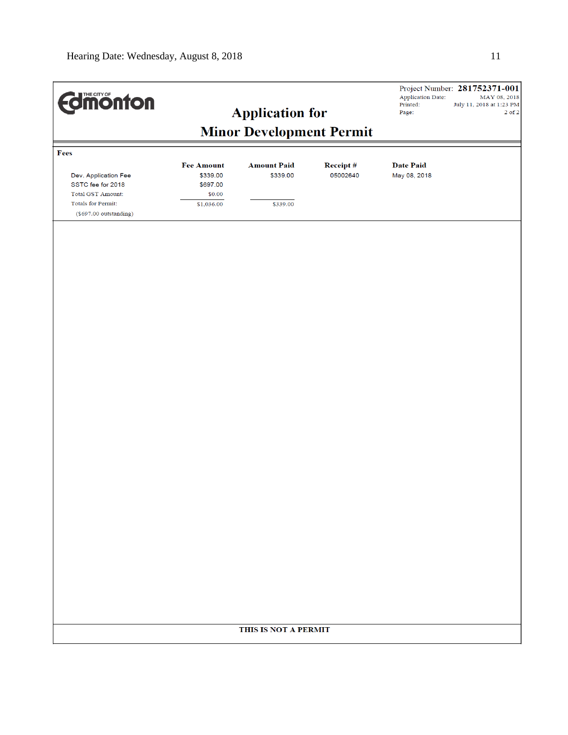THE CITY OF Edmonton

# Application for Minor Development Permit

Project Number: **281752371-001**
Application Date: MAY 08, 2018
Printed: July 11, 2018 at 1:23 PM
Page: 2 of 2

**Fees**

| | Fee Amount | Amount Paid | Receipt # | Date Paid |
|---|---|---|---|---|
| Dev. Application Fee | $339.00 | $339.00 | 05002640 | May 08, 2018 |
| SSTC fee for 2018 | $697.00 | | | |
| Total GST Amount: | $0.00 | | | |
| Totals for Permit: | $1,036.00 | $339.00 | | |
| ($697.00 outstanding) | | | | |

**THIS IS NOT A PERMIT**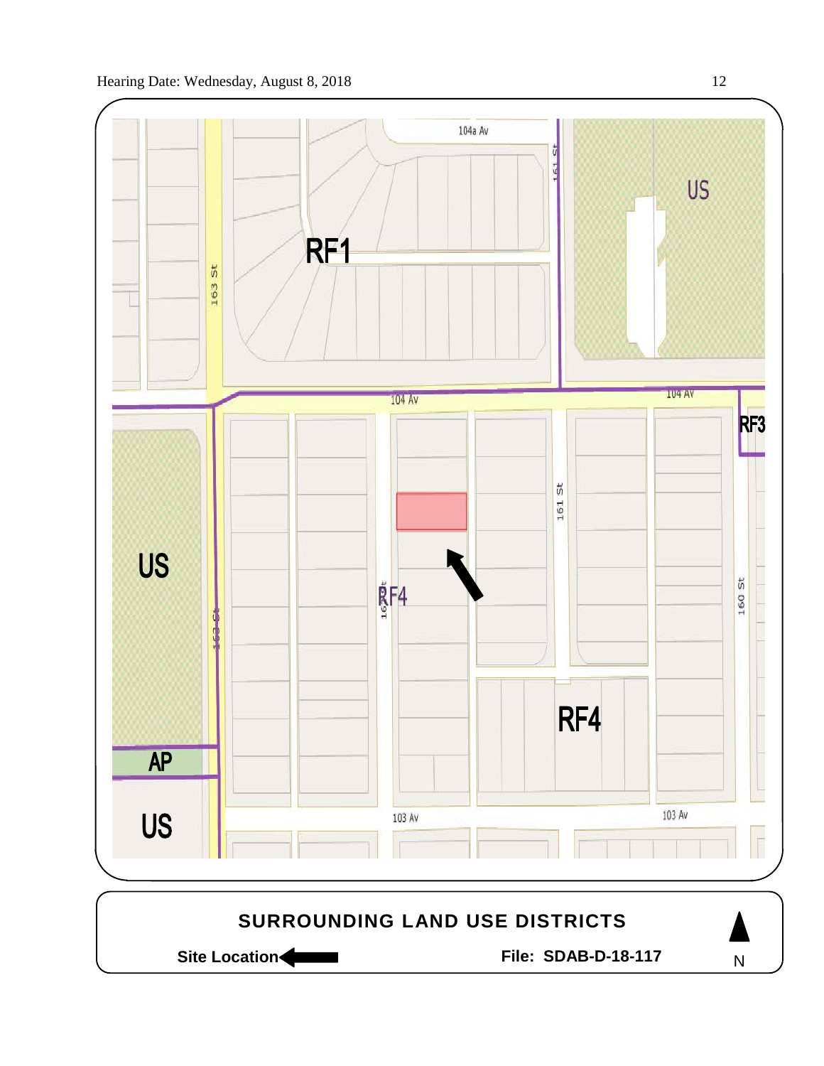**SURROUNDING LAND USE DISTRICTS**

**Site Location** ← **File: SDAB-D-18-117** N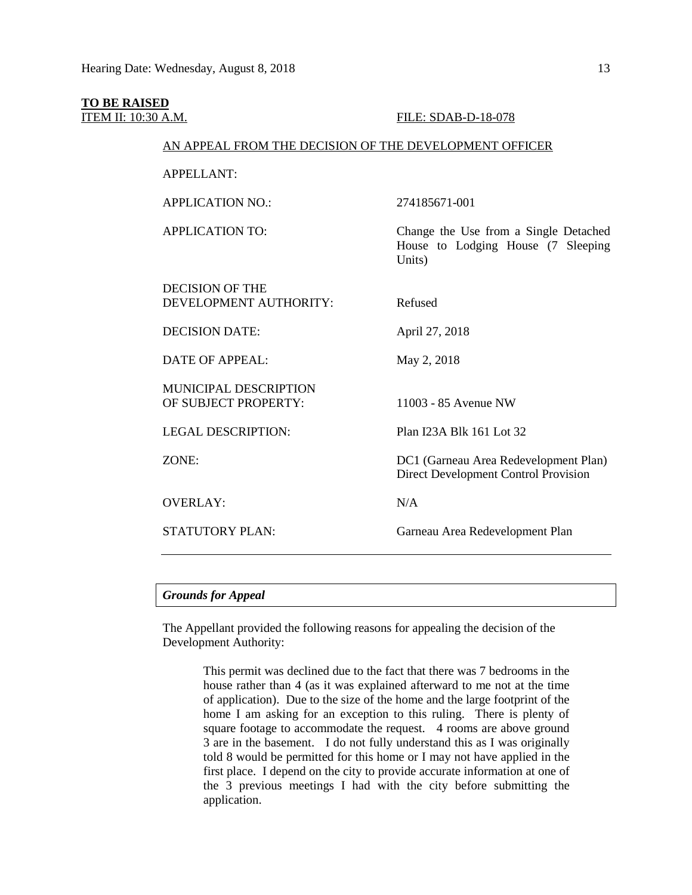**TO BE RAISED**

ITEM II: 10:30 A.M. FILE: SDAB-D-18-078

AN APPEAL FROM THE DECISION OF THE DEVELOPMENT OFFICER

| | |
|---|---|
| APPELLANT: | |
| APPLICATION NO.: | 274185671-001 |
| APPLICATION TO: | Change the Use from a Single Detached House to Lodging House (7 Sleeping Units) |
| DECISION OF THE DEVELOPMENT AUTHORITY: | Refused |
| DECISION DATE: | April 27, 2018 |
| DATE OF APPEAL: | May 2, 2018 |
| MUNICIPAL DESCRIPTION OF SUBJECT PROPERTY: | 11003 - 85 Avenue NW |
| LEGAL DESCRIPTION: | Plan I23A Blk 161 Lot 32 |
| ZONE: | DC1 (Garneau Area Redevelopment Plan) Direct Development Control Provision |
| OVERLAY: | N/A |
| STATUTORY PLAN: | Garneau Area Redevelopment Plan |

***Grounds for Appeal***

The Appellant provided the following reasons for appealing the decision of the Development Authority:

> This permit was declined due to the fact that there was 7 bedrooms in the house rather than 4 (as it was explained afterward to me not at the time of application). Due to the size of the home and the large footprint of the home I am asking for an exception to this ruling. There is plenty of square footage to accommodate the request. 4 rooms are above ground 3 are in the basement. I do not fully understand this as I was originally told 8 would be permitted for this home or I may not have applied in the first place. I depend on the city to provide accurate information at one of the 3 previous meetings I had with the city before submitting the application.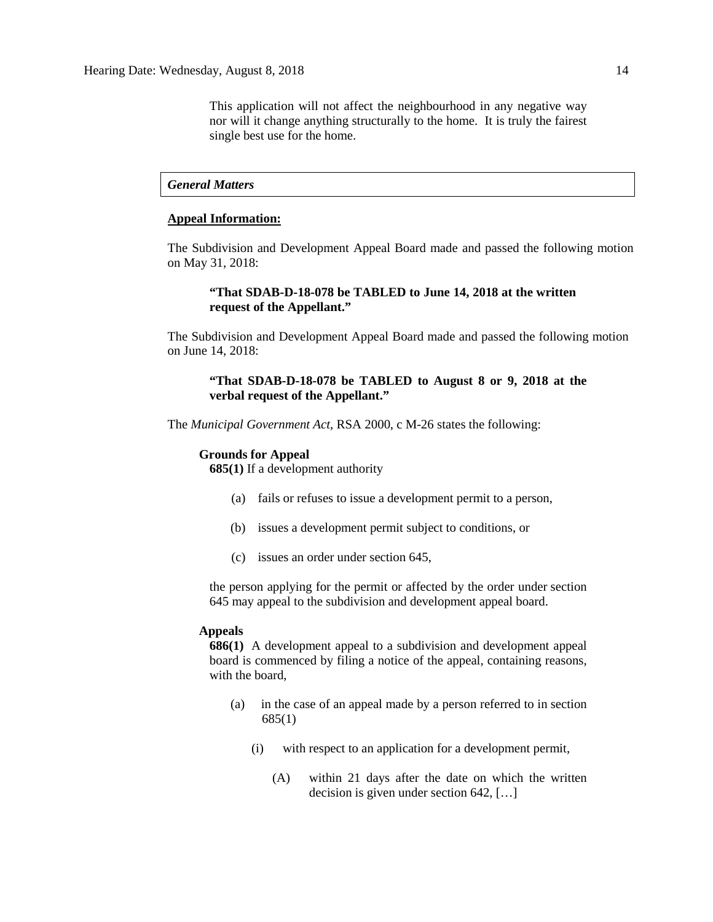This application will not affect the neighbourhood in any negative way nor will it change anything structurally to the home. It is truly the fairest single best use for the home.

### *General Matters*

**Appeal Information:**

The Subdivision and Development Appeal Board made and passed the following motion on May 31, 2018:

> **"That SDAB-D-18-078 be TABLED to June 14, 2018 at the written request of the Appellant."**

The Subdivision and Development Appeal Board made and passed the following motion on June 14, 2018:

> **"That SDAB-D-18-078 be TABLED to August 8 or 9, 2018 at the verbal request of the Appellant."**

The *Municipal Government Act*, RSA 2000, c M-26 states the following:

**Grounds for Appeal**

**685(1)** If a development authority

(a) fails or refuses to issue a development permit to a person,

(b) issues a development permit subject to conditions, or

(c) issues an order under section 645,

the person applying for the permit or affected by the order under section 645 may appeal to the subdivision and development appeal board.

**Appeals**

**686(1)** A development appeal to a subdivision and development appeal board is commenced by filing a notice of the appeal, containing reasons, with the board,

(a) in the case of an appeal made by a person referred to in section 685(1)

(i) with respect to an application for a development permit,

(A) within 21 days after the date on which the written decision is given under section 642, […]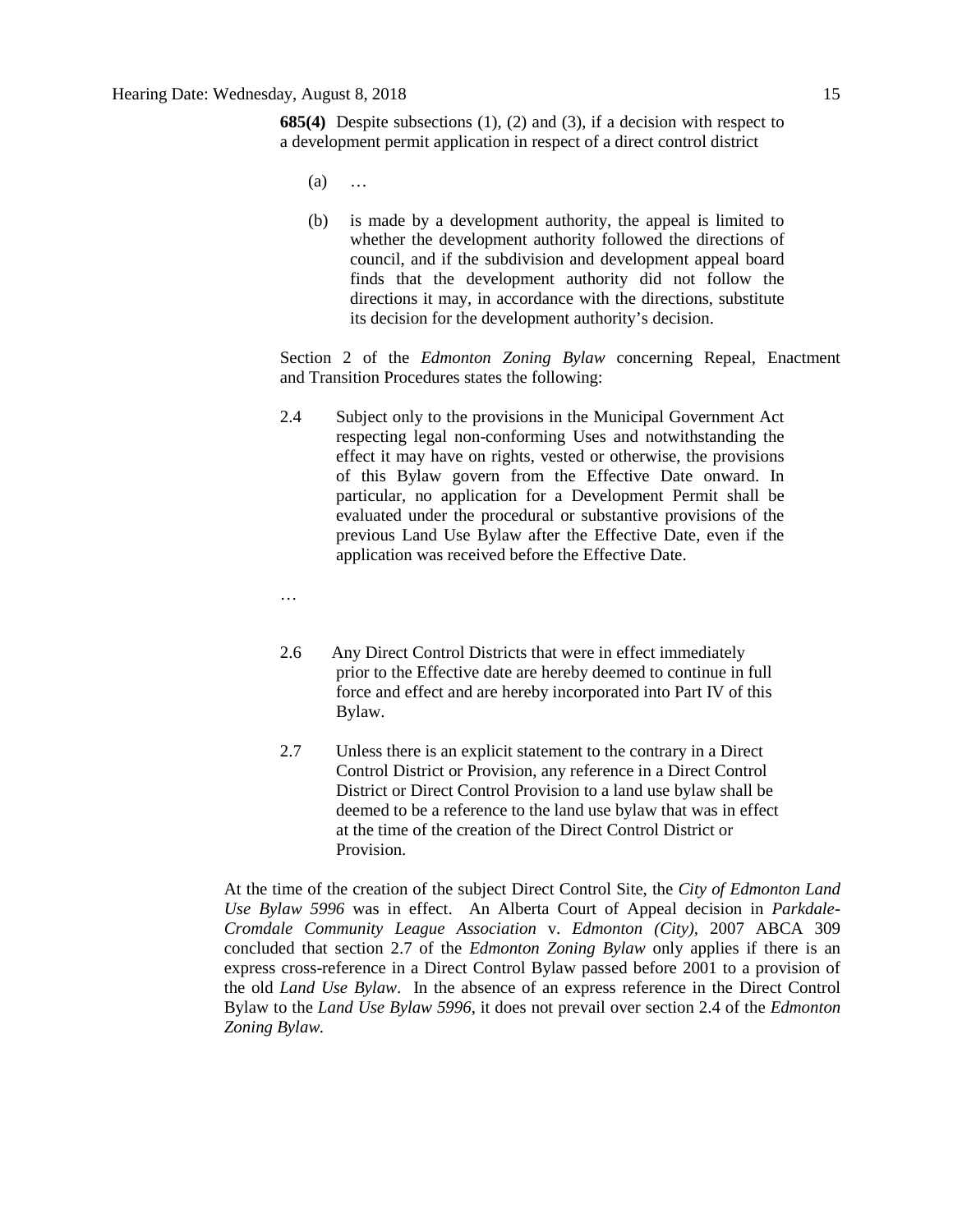**685(4)** Despite subsections (1), (2) and (3), if a decision with respect to a development permit application in respect of a direct control district

(a) …

(b) is made by a development authority, the appeal is limited to whether the development authority followed the directions of council, and if the subdivision and development appeal board finds that the development authority did not follow the directions it may, in accordance with the directions, substitute its decision for the development authority's decision.

Section 2 of the *Edmonton Zoning Bylaw* concerning Repeal, Enactment and Transition Procedures states the following:

2.4 Subject only to the provisions in the Municipal Government Act respecting legal non-conforming Uses and notwithstanding the effect it may have on rights, vested or otherwise, the provisions of this Bylaw govern from the Effective Date onward. In particular, no application for a Development Permit shall be evaluated under the procedural or substantive provisions of the previous Land Use Bylaw after the Effective Date, even if the application was received before the Effective Date.

…

2.6 Any Direct Control Districts that were in effect immediately prior to the Effective date are hereby deemed to continue in full force and effect and are hereby incorporated into Part IV of this Bylaw.

2.7 Unless there is an explicit statement to the contrary in a Direct Control District or Provision, any reference in a Direct Control District or Direct Control Provision to a land use bylaw shall be deemed to be a reference to the land use bylaw that was in effect at the time of the creation of the Direct Control District or Provision.

At the time of the creation of the subject Direct Control Site, the *City of Edmonton Land Use Bylaw 5996* was in effect. An Alberta Court of Appeal decision in *Parkdale-Cromdale Community League Association* v. *Edmonton (City),* 2007 ABCA 309 concluded that section 2.7 of the *Edmonton Zoning Bylaw* only applies if there is an express cross-reference in a Direct Control Bylaw passed before 2001 to a provision of the old *Land Use Bylaw*. In the absence of an express reference in the Direct Control Bylaw to the *Land Use Bylaw 5996*, it does not prevail over section 2.4 of the *Edmonton Zoning Bylaw.*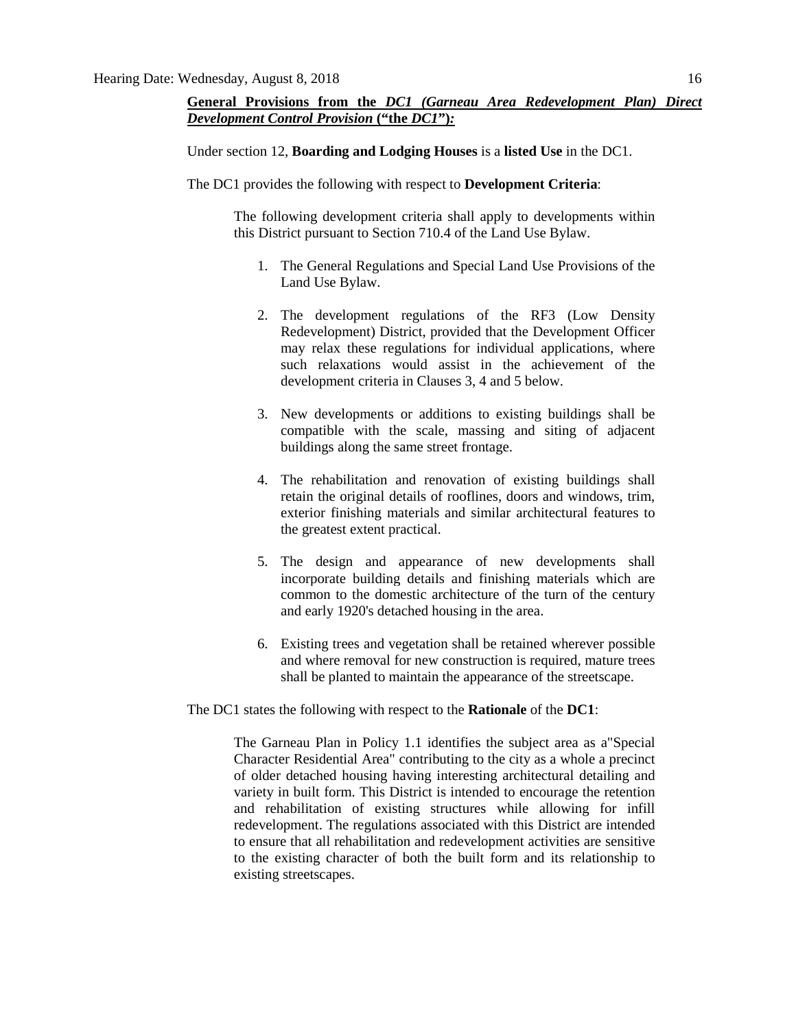**General Provisions from the *DC1 (Garneau Area Redevelopment Plan) Direct Development Control Provision* ("the *DC1*"):**

Under section 12, **Boarding and Lodging Houses** is a **listed Use** in the DC1.

The DC1 provides the following with respect to **Development Criteria**:

> The following development criteria shall apply to developments within this District pursuant to Section 710.4 of the Land Use Bylaw.
>
> 1. The General Regulations and Special Land Use Provisions of the Land Use Bylaw.
>
> 2. The development regulations of the RF3 (Low Density Redevelopment) District, provided that the Development Officer may relax these regulations for individual applications, where such relaxations would assist in the achievement of the development criteria in Clauses 3, 4 and 5 below.
>
> 3. New developments or additions to existing buildings shall be compatible with the scale, massing and siting of adjacent buildings along the same street frontage.
>
> 4. The rehabilitation and renovation of existing buildings shall retain the original details of rooflines, doors and windows, trim, exterior finishing materials and similar architectural features to the greatest extent practical.
>
> 5. The design and appearance of new developments shall incorporate building details and finishing materials which are common to the domestic architecture of the turn of the century and early 1920's detached housing in the area.
>
> 6. Existing trees and vegetation shall be retained wherever possible and where removal for new construction is required, mature trees shall be planted to maintain the appearance of the streetscape.

The DC1 states the following with respect to the **Rationale** of the **DC1**:

> The Garneau Plan in Policy 1.1 identifies the subject area as a"Special Character Residential Area" contributing to the city as a whole a precinct of older detached housing having interesting architectural detailing and variety in built form. This District is intended to encourage the retention and rehabilitation of existing structures while allowing for infill redevelopment. The regulations associated with this District are intended to ensure that all rehabilitation and redevelopment activities are sensitive to the existing character of both the built form and its relationship to existing streetscapes.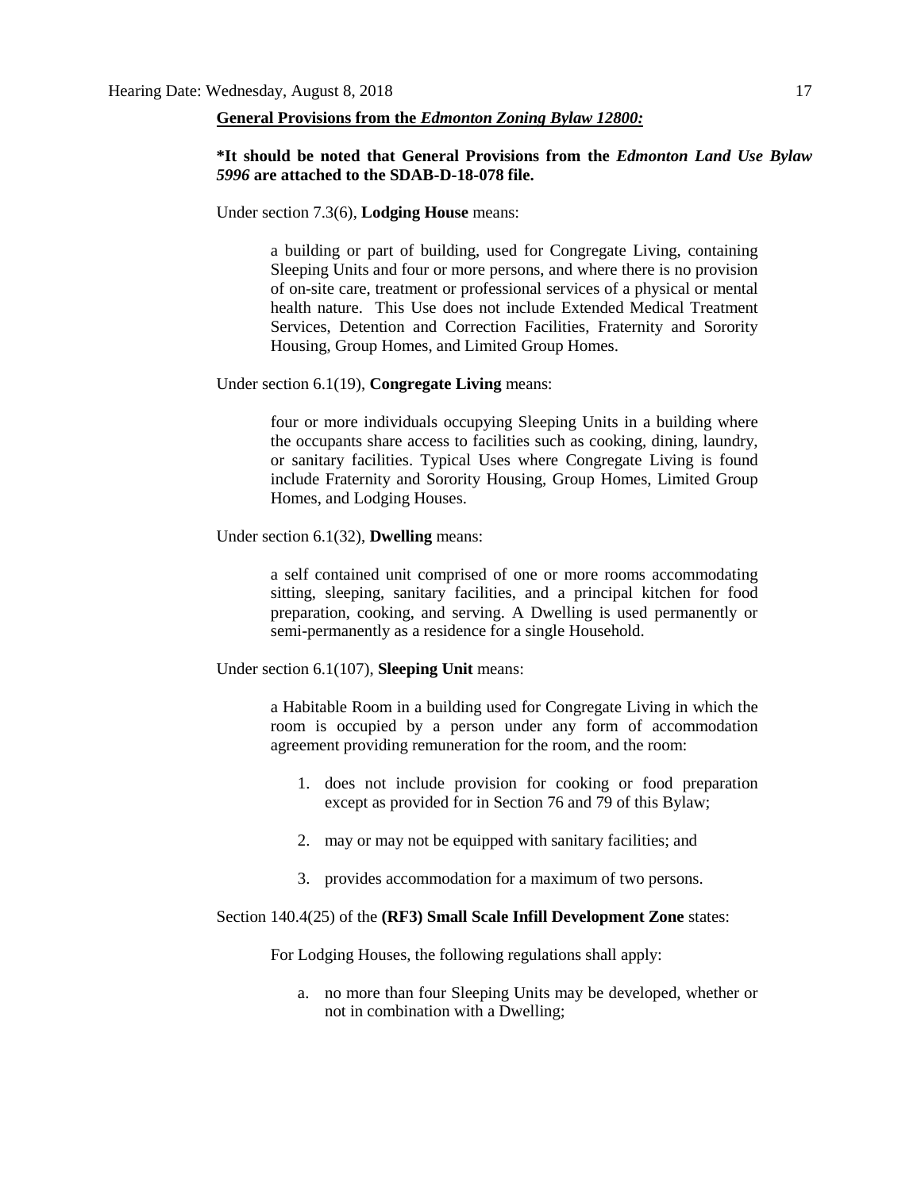**<u>General Provisions from the *Edmonton Zoning Bylaw 12800:*</u>**

**\*It should be noted that General Provisions from the *Edmonton Land Use Bylaw 5996* are attached to the SDAB-D-18-078 file.**

Under section 7.3(6), **Lodging House** means:

> a building or part of building, used for Congregate Living, containing Sleeping Units and four or more persons, and where there is no provision of on-site care, treatment or professional services of a physical or mental health nature. This Use does not include Extended Medical Treatment Services, Detention and Correction Facilities, Fraternity and Sorority Housing, Group Homes, and Limited Group Homes.

Under section 6.1(19), **Congregate Living** means:

> four or more individuals occupying Sleeping Units in a building where the occupants share access to facilities such as cooking, dining, laundry, or sanitary facilities. Typical Uses where Congregate Living is found include Fraternity and Sorority Housing, Group Homes, Limited Group Homes, and Lodging Houses.

Under section 6.1(32), **Dwelling** means:

> a self contained unit comprised of one or more rooms accommodating sitting, sleeping, sanitary facilities, and a principal kitchen for food preparation, cooking, and serving. A Dwelling is used permanently or semi-permanently as a residence for a single Household.

Under section 6.1(107), **Sleeping Unit** means:

> a Habitable Room in a building used for Congregate Living in which the room is occupied by a person under any form of accommodation agreement providing remuneration for the room, and the room:
>
> 1. does not include provision for cooking or food preparation except as provided for in Section 76 and 79 of this Bylaw;
> 2. may or may not be equipped with sanitary facilities; and
> 3. provides accommodation for a maximum of two persons.

Section 140.4(25) of the **(RF3) Small Scale Infill Development Zone** states:

> For Lodging Houses, the following regulations shall apply:
>
> a. no more than four Sleeping Units may be developed, whether or not in combination with a Dwelling;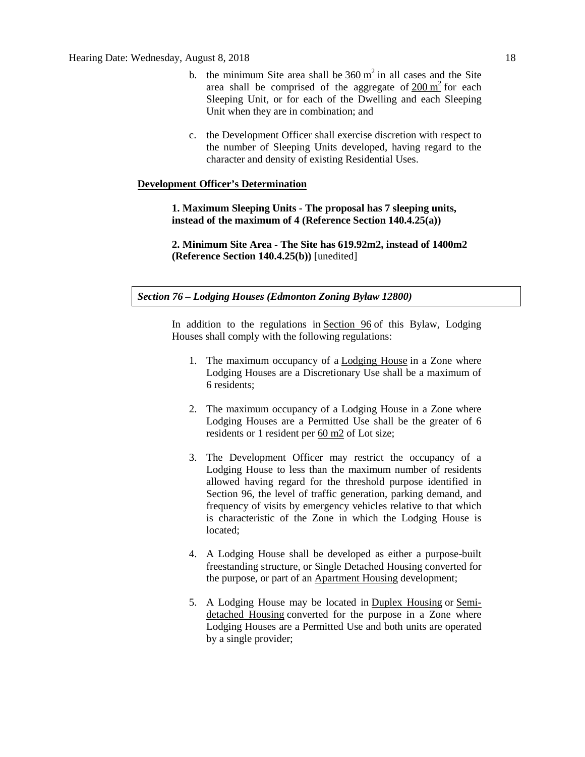b. the minimum Site area shall be $360 m^2$ in all cases and the Site area shall be comprised of the aggregate of $200 m^2$ for each Sleeping Unit, or for each of the Dwelling and each Sleeping Unit when they are in combination; and

c. the Development Officer shall exercise discretion with respect to the number of Sleeping Units developed, having regard to the character and density of existing Residential Uses.

**Development Officer's Determination**

**1. Maximum Sleeping Units - The proposal has 7 sleeping units, instead of the maximum of 4 (Reference Section 140.4.25(a))**

**2. Minimum Site Area - The Site has 619.92m2, instead of 1400m2 (Reference Section 140.4.25(b))** [unedited]

***Section 76 – Lodging Houses (Edmonton Zoning Bylaw 12800)***

In addition to the regulations in Section 96 of this Bylaw, Lodging Houses shall comply with the following regulations:

1. The maximum occupancy of a Lodging House in a Zone where Lodging Houses are a Discretionary Use shall be a maximum of 6 residents;

2. The maximum occupancy of a Lodging House in a Zone where Lodging Houses are a Permitted Use shall be the greater of 6 residents or 1 resident per 60 m2 of Lot size;

3. The Development Officer may restrict the occupancy of a Lodging House to less than the maximum number of residents allowed having regard for the threshold purpose identified in Section 96, the level of traffic generation, parking demand, and frequency of visits by emergency vehicles relative to that which is characteristic of the Zone in which the Lodging House is located;

4. A Lodging House shall be developed as either a purpose-built freestanding structure, or Single Detached Housing converted for the purpose, or part of an Apartment Housing development;

5. A Lodging House may be located in Duplex Housing or Semi-detached Housing converted for the purpose in a Zone where Lodging Houses are a Permitted Use and both units are operated by a single provider;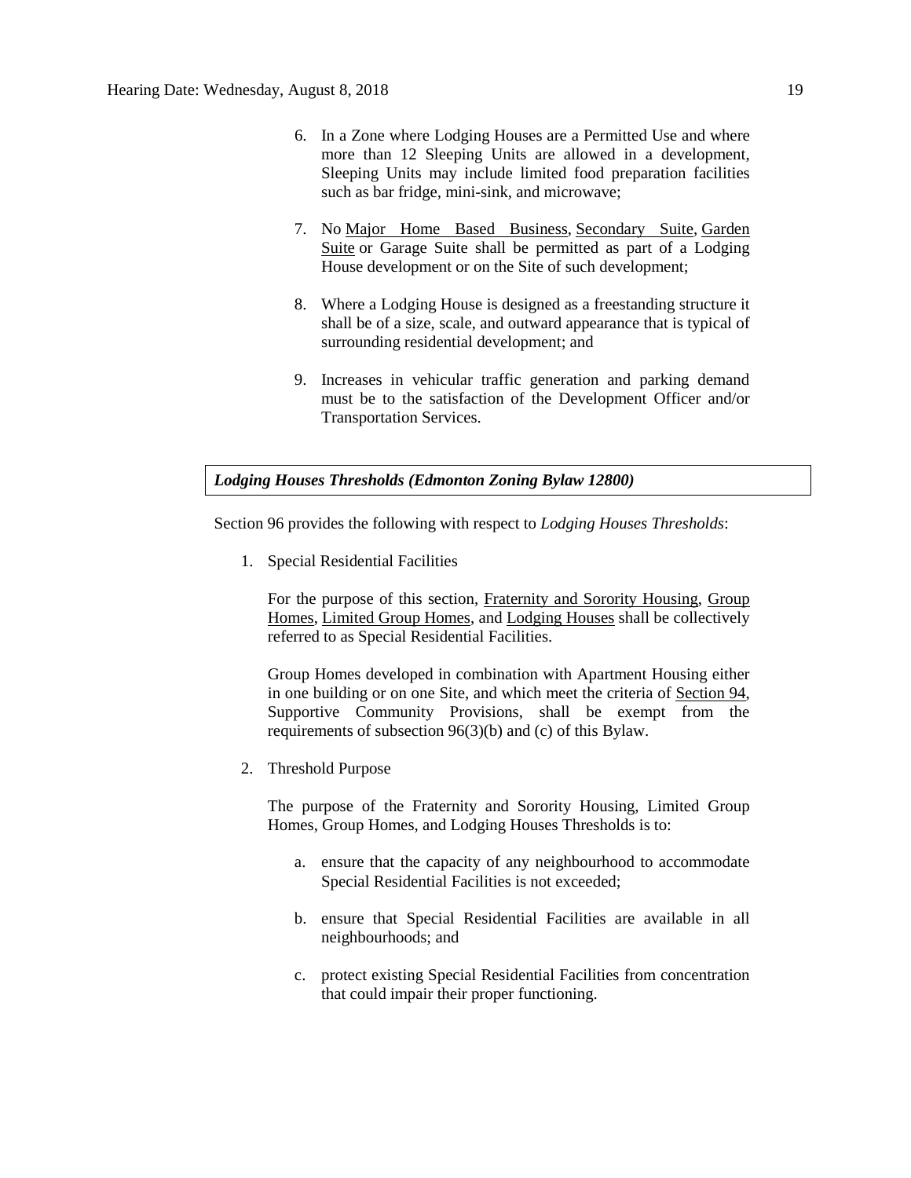6. In a Zone where Lodging Houses are a Permitted Use and where more than 12 Sleeping Units are allowed in a development, Sleeping Units may include limited food preparation facilities such as bar fridge, mini-sink, and microwave;

7. No Major Home Based Business, Secondary Suite, Garden Suite or Garage Suite shall be permitted as part of a Lodging House development or on the Site of such development;

8. Where a Lodging House is designed as a freestanding structure it shall be of a size, scale, and outward appearance that is typical of surrounding residential development; and

9. Increases in vehicular traffic generation and parking demand must be to the satisfaction of the Development Officer and/or Transportation Services.

***Lodging Houses Thresholds (Edmonton Zoning Bylaw 12800)***

Section 96 provides the following with respect to *Lodging Houses Thresholds*:

1. Special Residential Facilities

   For the purpose of this section, Fraternity and Sorority Housing, Group Homes, Limited Group Homes, and Lodging Houses shall be collectively referred to as Special Residential Facilities.

   Group Homes developed in combination with Apartment Housing either in one building or on one Site, and which meet the criteria of Section 94, Supportive Community Provisions, shall be exempt from the requirements of subsection 96(3)(b) and (c) of this Bylaw.

2. Threshold Purpose

   The purpose of the Fraternity and Sorority Housing, Limited Group Homes, Group Homes, and Lodging Houses Thresholds is to:

   a. ensure that the capacity of any neighbourhood to accommodate Special Residential Facilities is not exceeded;

   b. ensure that Special Residential Facilities are available in all neighbourhoods; and

   c. protect existing Special Residential Facilities from concentration that could impair their proper functioning.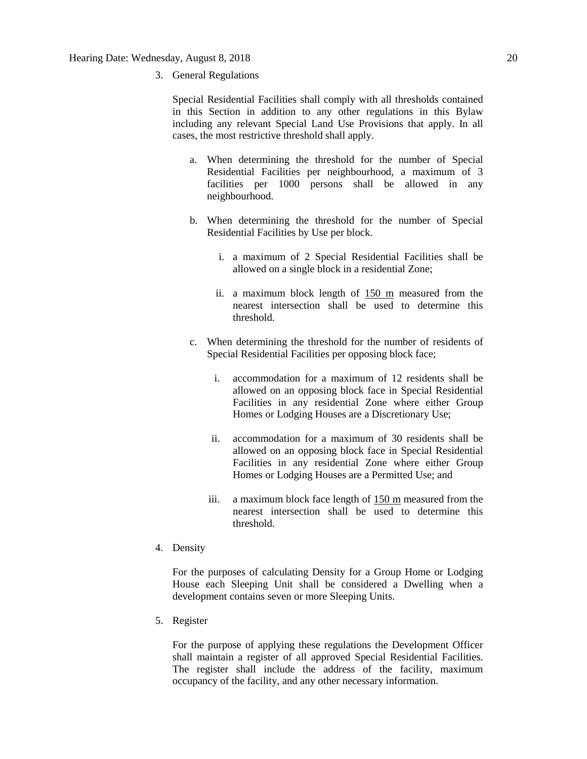3. General Regulations

   Special Residential Facilities shall comply with all thresholds contained in this Section in addition to any other regulations in this Bylaw including any relevant Special Land Use Provisions that apply. In all cases, the most restrictive threshold shall apply.

   a. When determining the threshold for the number of Special Residential Facilities per neighbourhood, a maximum of 3 facilities per 1000 persons shall be allowed in any neighbourhood.

   b. When determining the threshold for the number of Special Residential Facilities by Use per block.

      i. a maximum of 2 Special Residential Facilities shall be allowed on a single block in a residential Zone;

      ii. a maximum block length of 150 m measured from the nearest intersection shall be used to determine this threshold.

   c. When determining the threshold for the number of residents of Special Residential Facilities per opposing block face;

      i. accommodation for a maximum of 12 residents shall be allowed on an opposing block face in Special Residential Facilities in any residential Zone where either Group Homes or Lodging Houses are a Discretionary Use;

      ii. accommodation for a maximum of 30 residents shall be allowed on an opposing block face in Special Residential Facilities in any residential Zone where either Group Homes or Lodging Houses are a Permitted Use; and

      iii. a maximum block face length of 150 m measured from the nearest intersection shall be used to determine this threshold.

4. Density

   For the purposes of calculating Density for a Group Home or Lodging House each Sleeping Unit shall be considered a Dwelling when a development contains seven or more Sleeping Units.

5. Register

   For the purpose of applying these regulations the Development Officer shall maintain a register of all approved Special Residential Facilities. The register shall include the address of the facility, maximum occupancy of the facility, and any other necessary information.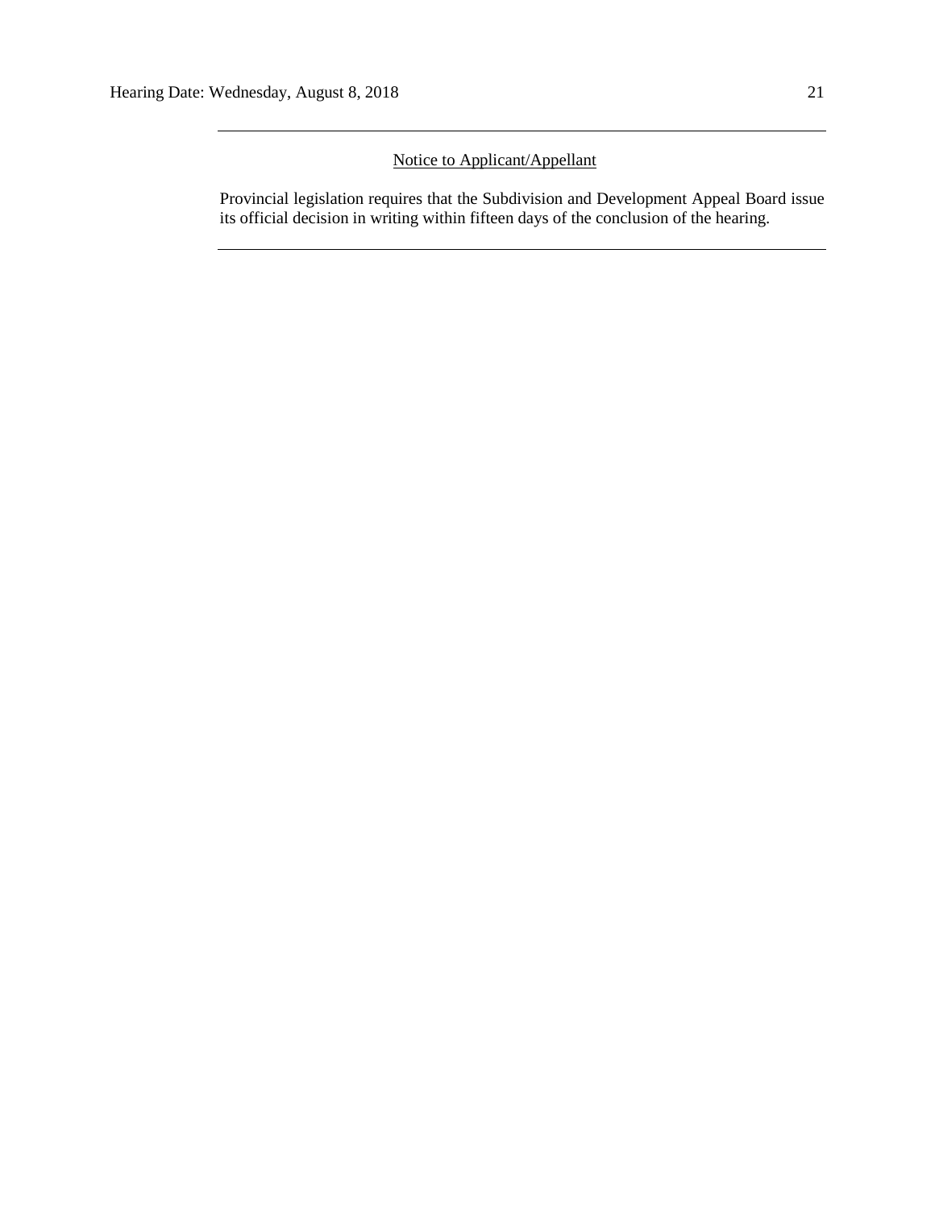---

Notice to Applicant/Appellant

Provincial legislation requires that the Subdivision and Development Appeal Board issue its official decision in writing within fifteen days of the conclusion of the hearing.

---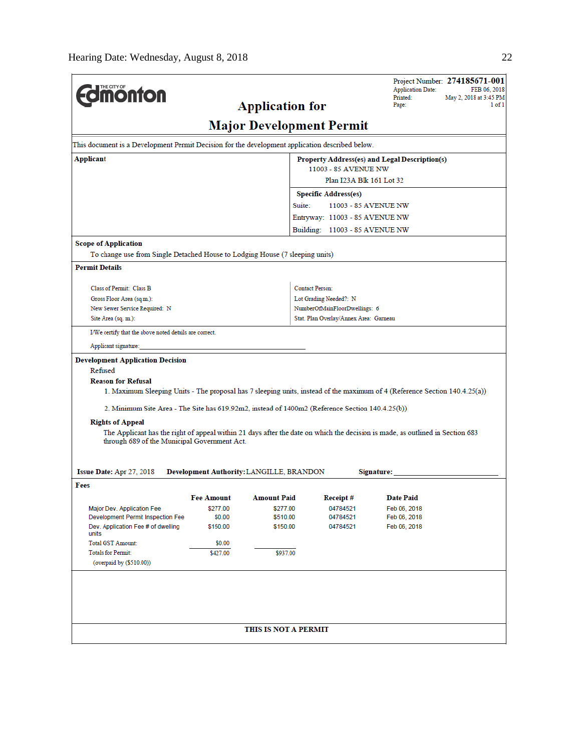# Application for Major Development Permit

Project Number: **274185671-001**
Application Date: FEB 06, 2018
Printed: May 2, 2018 at 3:45 PM
Page: 1 of 1

This document is a Development Permit Decision for the development application described below.

**Applicant**

**Property Address(es) and Legal Description(s)**
11003 - 85 AVENUE NW
Plan I23A Blk 161 Lot 32

**Specific Address(es)**
Suite: 11003 - 85 AVENUE NW
Entryway: 11003 - 85 AVENUE NW
Building: 11003 - 85 AVENUE NW

**Scope of Application**

To change use from Single Detached House to Lodging House (7 sleeping units)

**Permit Details**

Class of Permit: Class B
Gross Floor Area (sq.m.):
New Sewer Service Required: N
Site Area (sq. m.):

Contact Person:
Lot Grading Needed?: N
NumberOfMainFloorDwellings: 6
Stat. Plan Overlay/Annex Area: Garneau

I/We certify that the above noted details are correct.

Applicant signature:______________________________

**Development Application Decision**

Refused

**Reason for Refusal**

1. Maximum Sleeping Units - The proposal has 7 sleeping units, instead of the maximum of 4 (Reference Section 140.4.25(a))

2. Minimum Site Area - The Site has 619.92m2, instead of 1400m2 (Reference Section 140.4.25(b))

**Rights of Appeal**

The Applicant has the right of appeal within 21 days after the date on which the decision is made, as outlined in Section 683 through 689 of the Municipal Government Act.

**Issue Date:** Apr 27, 2018 **Development Authority:** LANGILLE, BRANDON **Signature:**______________________

**Fees**

| | Fee Amount | Amount Paid | Receipt # | Date Paid |
|---|---|---|---|---|
| Major Dev. Application Fee | $277.00 | $277.00 | 04784521 | Feb 06, 2018 |
| Development Permit Inspection Fee | $0.00 | $510.00 | 04784521 | Feb 06, 2018 |
| Dev. Application Fee # of dwelling units | $150.00 | $150.00 | 04784521 | Feb 06, 2018 |
| Total GST Amount: | $0.00 | | | |
| Totals for Permit: | $427.00 | $937.00 | | |
| (overpaid by ($510.00)) | | | | |

**THIS IS NOT A PERMIT**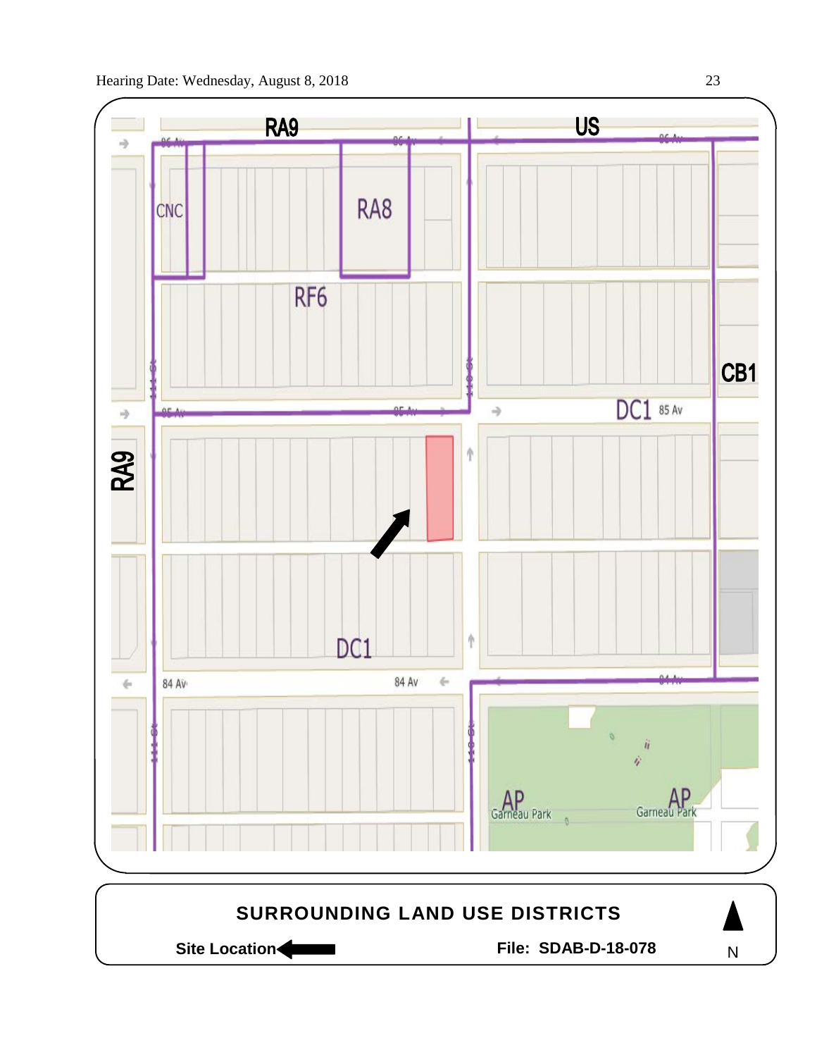SURROUNDING LAND USE DISTRICTS

Site Location ⟵ File: SDAB-D-18-078 N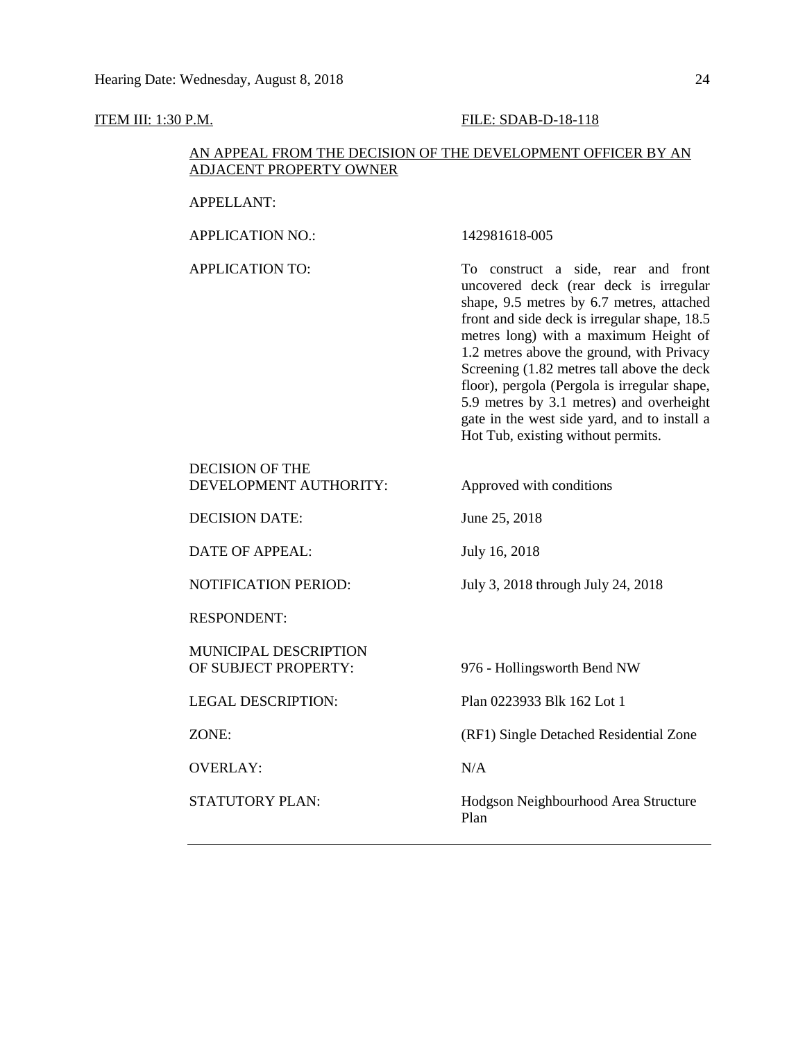ITEM III: 1:30 P.M. FILE: SDAB-D-18-118

AN APPEAL FROM THE DECISION OF THE DEVELOPMENT OFFICER BY AN ADJACENT PROPERTY OWNER

| | |
|---|---|
| APPELLANT: | |
| APPLICATION NO.: | 142981618-005 |
| APPLICATION TO: | To construct a side, rear and front uncovered deck (rear deck is irregular shape, 9.5 metres by 6.7 metres, attached front and side deck is irregular shape, 18.5 metres long) with a maximum Height of 1.2 metres above the ground, with Privacy Screening (1.82 metres tall above the deck floor), pergola (Pergola is irregular shape, 5.9 metres by 3.1 metres) and overheight gate in the west side yard, and to install a Hot Tub, existing without permits. |
| DECISION OF THE DEVELOPMENT AUTHORITY: | Approved with conditions |
| DECISION DATE: | June 25, 2018 |
| DATE OF APPEAL: | July 16, 2018 |
| NOTIFICATION PERIOD: | July 3, 2018 through July 24, 2018 |
| RESPONDENT: | |
| MUNICIPAL DESCRIPTION OF SUBJECT PROPERTY: | 976 - Hollingsworth Bend NW |
| LEGAL DESCRIPTION: | Plan 0223933 Blk 162 Lot 1 |
| ZONE: | (RF1) Single Detached Residential Zone |
| OVERLAY: | N/A |
| STATUTORY PLAN: | Hodgson Neighbourhood Area Structure Plan |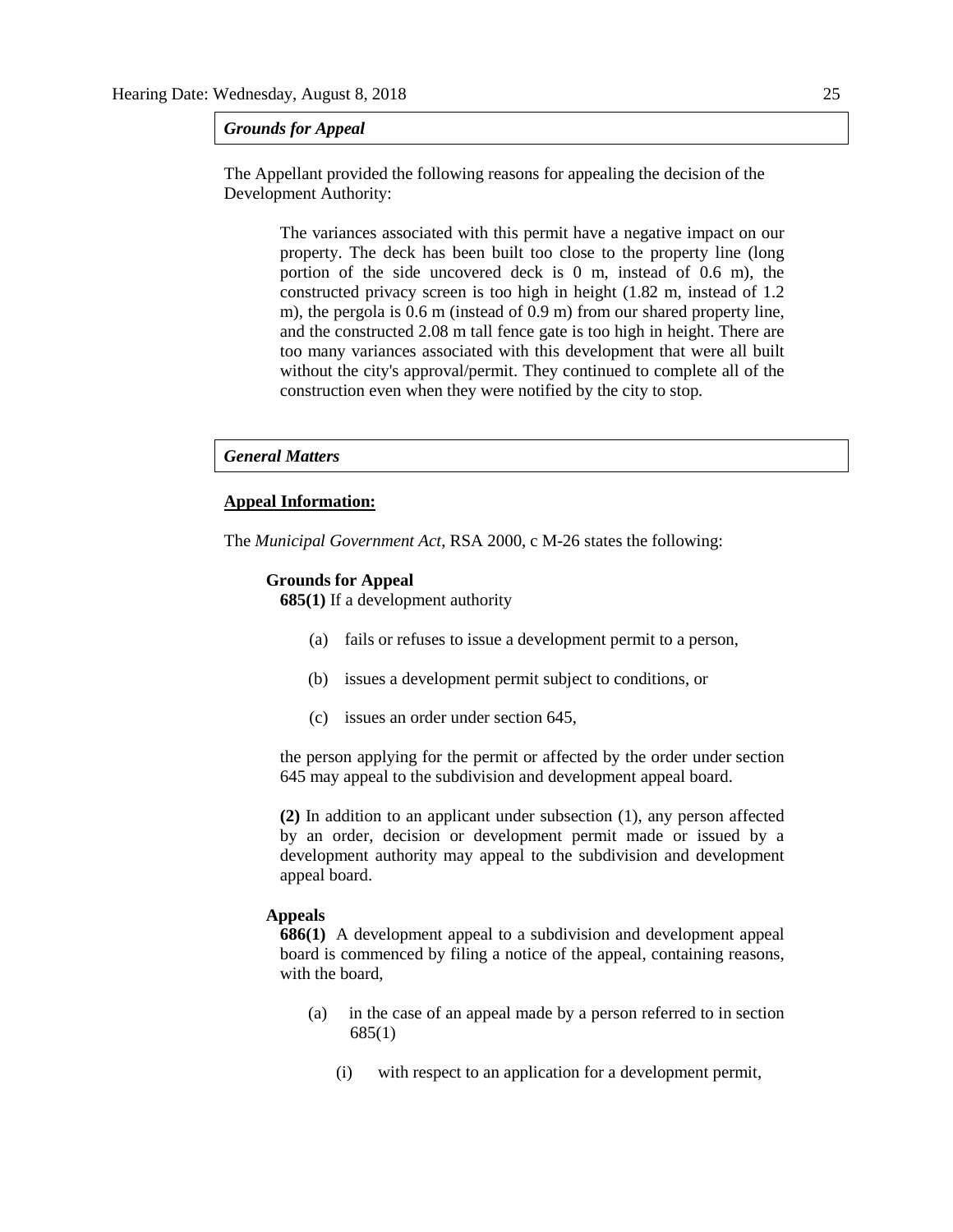## *Grounds for Appeal*

The Appellant provided the following reasons for appealing the decision of the Development Authority:

> The variances associated with this permit have a negative impact on our property. The deck has been built too close to the property line (long portion of the side uncovered deck is 0 m, instead of 0.6 m), the constructed privacy screen is too high in height (1.82 m, instead of 1.2 m), the pergola is 0.6 m (instead of 0.9 m) from our shared property line, and the constructed 2.08 m tall fence gate is too high in height. There are too many variances associated with this development that were all built without the city's approval/permit. They continued to complete all of the construction even when they were notified by the city to stop.

## *General Matters*

**Appeal Information:**

The *Municipal Government Act*, RSA 2000, c M-26 states the following:

**Grounds for Appeal**

**685(1)** If a development authority

(a) fails or refuses to issue a development permit to a person,

(b) issues a development permit subject to conditions, or

(c) issues an order under section 645,

the person applying for the permit or affected by the order under section 645 may appeal to the subdivision and development appeal board.

**(2)** In addition to an applicant under subsection (1), any person affected by an order, decision or development permit made or issued by a development authority may appeal to the subdivision and development appeal board.

**Appeals**

**686(1)** A development appeal to a subdivision and development appeal board is commenced by filing a notice of the appeal, containing reasons, with the board,

(a) in the case of an appeal made by a person referred to in section 685(1)

(i) with respect to an application for a development permit,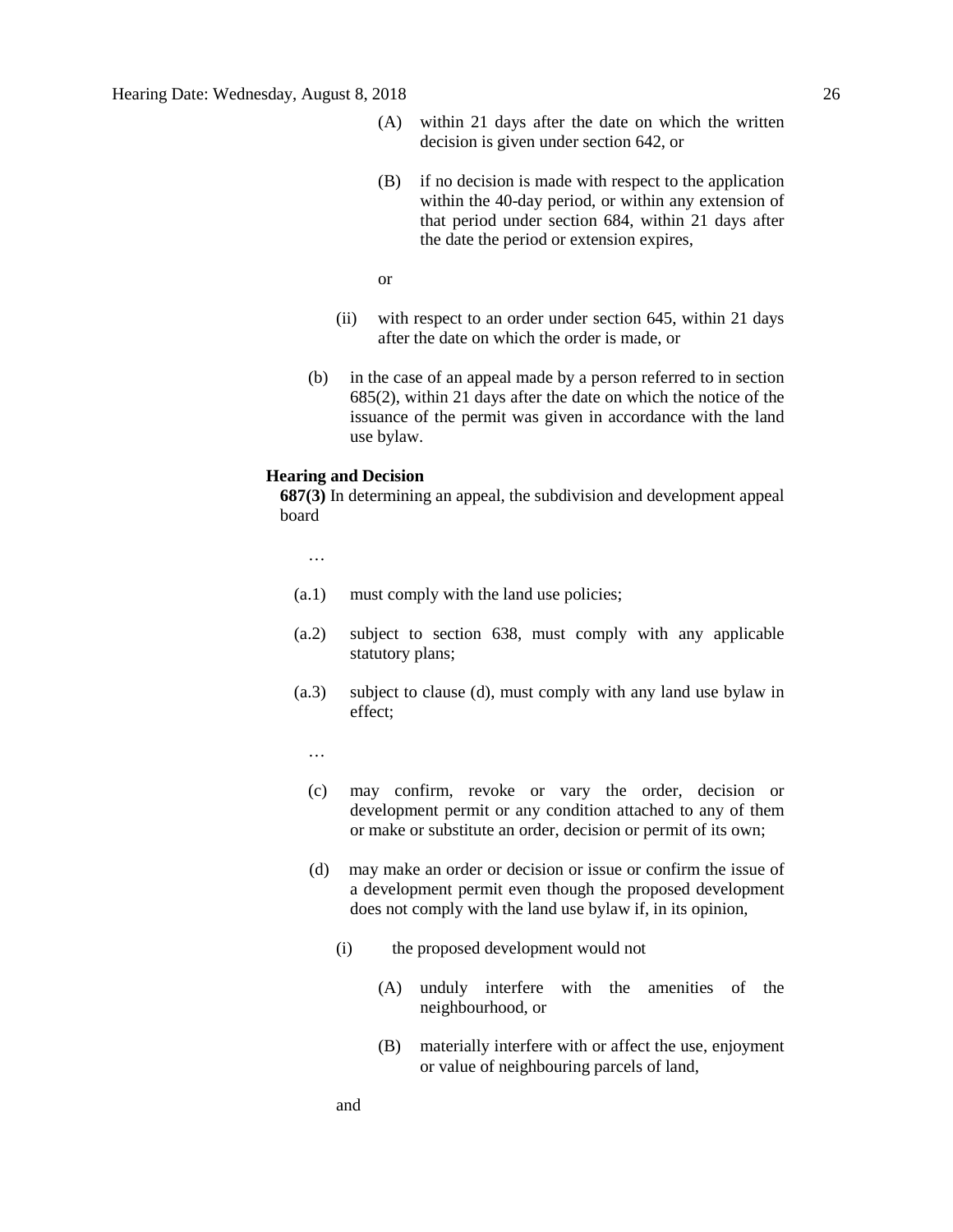(A) within 21 days after the date on which the written decision is given under section 642, or

(B) if no decision is made with respect to the application within the 40-day period, or within any extension of that period under section 684, within 21 days after the date the period or extension expires,

or

(ii) with respect to an order under section 645, within 21 days after the date on which the order is made, or

(b) in the case of an appeal made by a person referred to in section 685(2), within 21 days after the date on which the notice of the issuance of the permit was given in accordance with the land use bylaw.

**Hearing and Decision**

**687(3)** In determining an appeal, the subdivision and development appeal board

…

(a.1) must comply with the land use policies;

(a.2) subject to section 638, must comply with any applicable statutory plans;

(a.3) subject to clause (d), must comply with any land use bylaw in effect;

…

(c) may confirm, revoke or vary the order, decision or development permit or any condition attached to any of them or make or substitute an order, decision or permit of its own;

(d) may make an order or decision or issue or confirm the issue of a development permit even though the proposed development does not comply with the land use bylaw if, in its opinion,

(i) the proposed development would not

(A) unduly interfere with the amenities of the neighbourhood, or

(B) materially interfere with or affect the use, enjoyment or value of neighbouring parcels of land,

and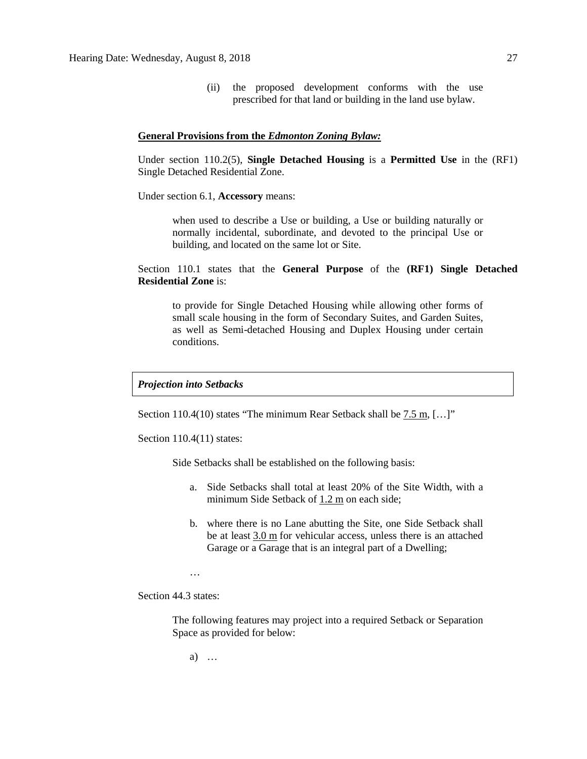(ii) the proposed development conforms with the use prescribed for that land or building in the land use bylaw.

**General Provisions from the *Edmonton Zoning Bylaw:***

Under section 110.2(5), **Single Detached Housing** is a **Permitted Use** in the (RF1) Single Detached Residential Zone.

Under section 6.1, **Accessory** means:

> when used to describe a Use or building, a Use or building naturally or normally incidental, subordinate, and devoted to the principal Use or building, and located on the same lot or Site.

Section 110.1 states that the **General Purpose** of the **(RF1) Single Detached Residential Zone** is:

> to provide for Single Detached Housing while allowing other forms of small scale housing in the form of Secondary Suites, and Garden Suites, as well as Semi-detached Housing and Duplex Housing under certain conditions.

***Projection into Setbacks***

Section 110.4(10) states "The minimum Rear Setback shall be 7.5 m, […]"

Section 110.4(11) states:

> Side Setbacks shall be established on the following basis:
>
> a. Side Setbacks shall total at least 20% of the Site Width, with a minimum Side Setback of 1.2 m on each side;
>
> b. where there is no Lane abutting the Site, one Side Setback shall be at least 3.0 m for vehicular access, unless there is an attached Garage or a Garage that is an integral part of a Dwelling;
>
> …

Section 44.3 states:

> The following features may project into a required Setback or Separation Space as provided for below:
>
> a) …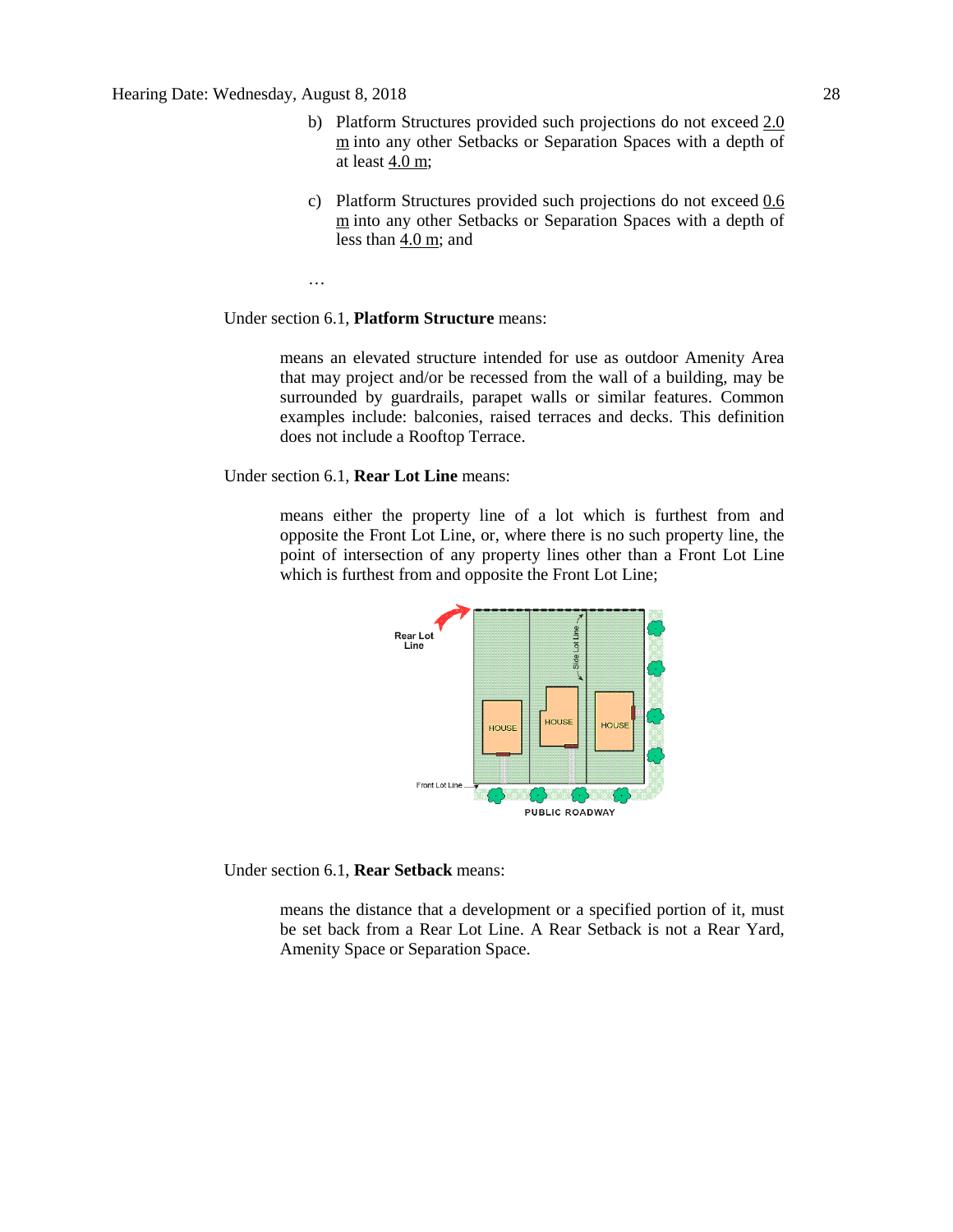b) Platform Structures provided such projections do not exceed 2.0 m into any other Setbacks or Separation Spaces with a depth of at least 4.0 m;

c) Platform Structures provided such projections do not exceed 0.6 m into any other Setbacks or Separation Spaces with a depth of less than 4.0 m; and

…

Under section 6.1, **Platform Structure** means:

> means an elevated structure intended for use as outdoor Amenity Area that may project and/or be recessed from the wall of a building, may be surrounded by guardrails, parapet walls or similar features. Common examples include: balconies, raised terraces and decks. This definition does not include a Rooftop Terrace.

Under section 6.1, **Rear Lot Line** means:

> means either the property line of a lot which is furthest from and opposite the Front Lot Line, or, where there is no such property line, the point of intersection of any property lines other than a Front Lot Line which is furthest from and opposite the Front Lot Line;

Under section 6.1, **Rear Setback** means:

> means the distance that a development or a specified portion of it, must be set back from a Rear Lot Line. A Rear Setback is not a Rear Yard, Amenity Space or Separation Space.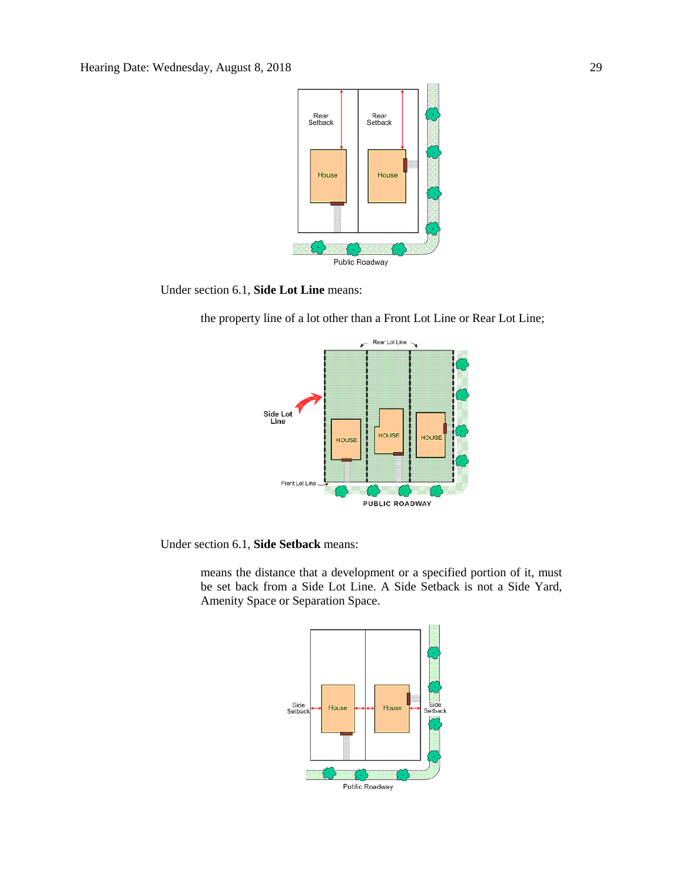Under section 6.1, **Side Lot Line** means:

> the property line of a lot other than a Front Lot Line or Rear Lot Line;

Under section 6.1, **Side Setback** means:

> means the distance that a development or a specified portion of it, must be set back from a Side Lot Line. A Side Setback is not a Side Yard, Amenity Space or Separation Space.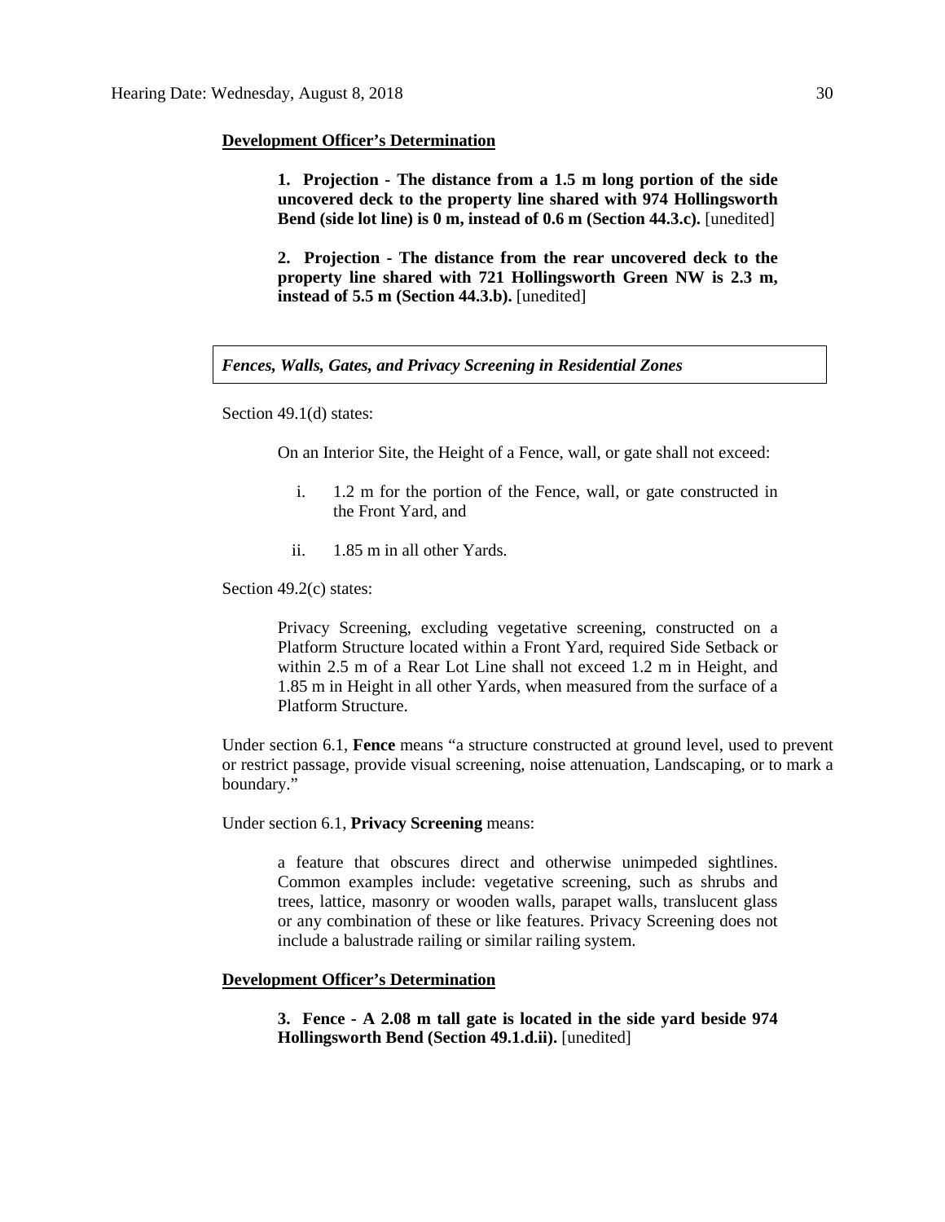**Development Officer's Determination**

> **1. Projection - The distance from a 1.5 m long portion of the side uncovered deck to the property line shared with 974 Hollingsworth Bend (side lot line) is 0 m, instead of 0.6 m (Section 44.3.c).** [unedited]
>
> **2. Projection - The distance from the rear uncovered deck to the property line shared with 721 Hollingsworth Green NW is 2.3 m, instead of 5.5 m (Section 44.3.b).** [unedited]

***Fences, Walls, Gates, and Privacy Screening in Residential Zones***

Section 49.1(d) states:

> On an Interior Site, the Height of a Fence, wall, or gate shall not exceed:
>
> i. 1.2 m for the portion of the Fence, wall, or gate constructed in the Front Yard, and
>
> ii. 1.85 m in all other Yards.

Section 49.2(c) states:

> Privacy Screening, excluding vegetative screening, constructed on a Platform Structure located within a Front Yard, required Side Setback or within 2.5 m of a Rear Lot Line shall not exceed 1.2 m in Height, and 1.85 m in Height in all other Yards, when measured from the surface of a Platform Structure.

Under section 6.1, **Fence** means "a structure constructed at ground level, used to prevent or restrict passage, provide visual screening, noise attenuation, Landscaping, or to mark a boundary."

Under section 6.1, **Privacy Screening** means:

> a feature that obscures direct and otherwise unimpeded sightlines. Common examples include: vegetative screening, such as shrubs and trees, lattice, masonry or wooden walls, parapet walls, translucent glass or any combination of these or like features. Privacy Screening does not include a balustrade railing or similar railing system.

**Development Officer's Determination**

> **3. Fence - A 2.08 m tall gate is located in the side yard beside 974 Hollingsworth Bend (Section 49.1.d.ii).** [unedited]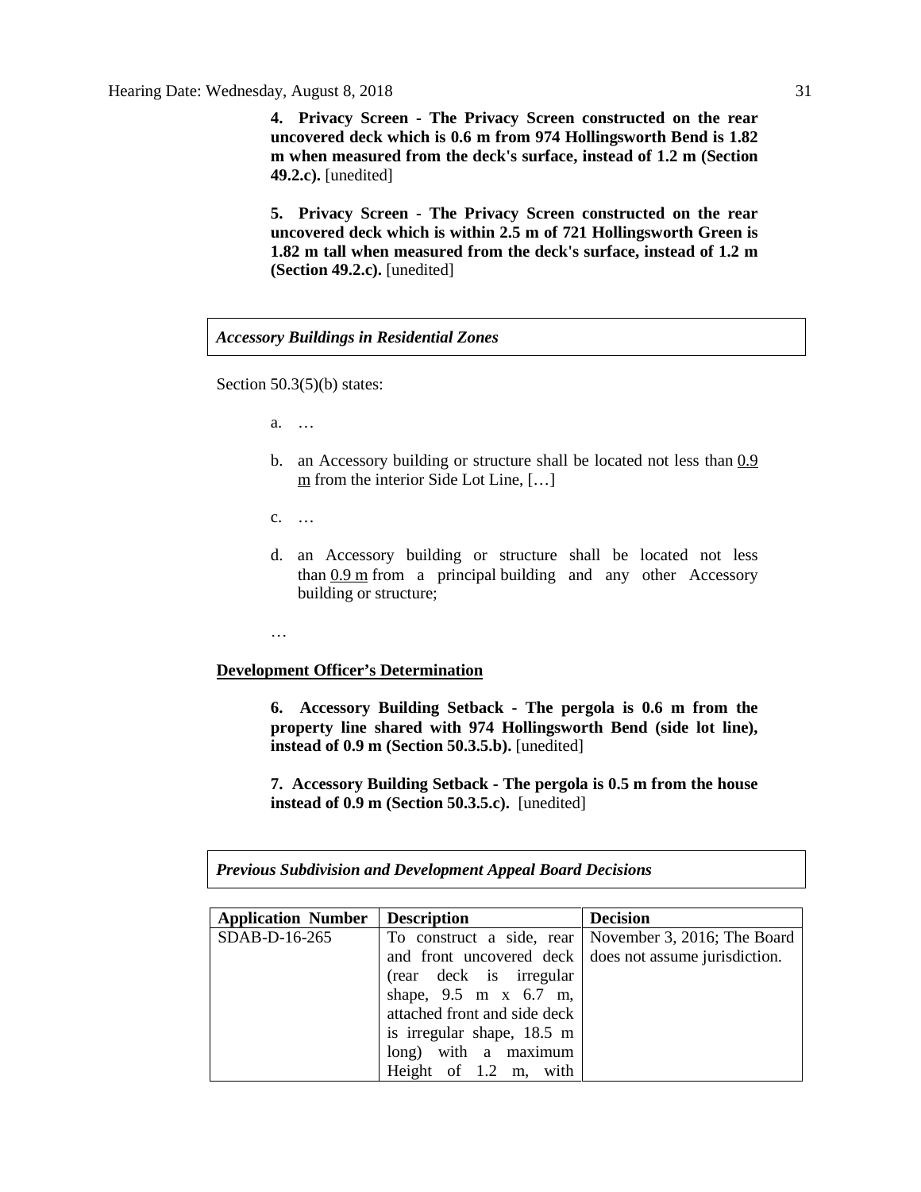**4. Privacy Screen - The Privacy Screen constructed on the rear uncovered deck which is 0.6 m from 974 Hollingsworth Bend is 1.82 m when measured from the deck's surface, instead of 1.2 m (Section 49.2.c).** [unedited]

**5. Privacy Screen - The Privacy Screen constructed on the rear uncovered deck which is within 2.5 m of 721 Hollingsworth Green is 1.82 m tall when measured from the deck's surface, instead of 1.2 m (Section 49.2.c).** [unedited]

***Accessory Buildings in Residential Zones***

Section 50.3(5)(b) states:

a. …

b. an Accessory building or structure shall be located not less than 0.9 m from the interior Side Lot Line, […]

c. …

d. an Accessory building or structure shall be located not less than 0.9 m from a principal building and any other Accessory building or structure;

…

**Development Officer's Determination**

**6. Accessory Building Setback - The pergola is 0.6 m from the property line shared with 974 Hollingsworth Bend (side lot line), instead of 0.9 m (Section 50.3.5.b).** [unedited]

**7. Accessory Building Setback - The pergola is 0.5 m from the house instead of 0.9 m (Section 50.3.5.c).** [unedited]

***Previous Subdivision and Development Appeal Board Decisions***

| Application Number | Description | Decision |
|---|---|---|
| SDAB-D-16-265 | To construct a side, rear and front uncovered deck (rear deck is irregular shape, 9.5 m x 6.7 m, attached front and side deck is irregular shape, 18.5 m long) with a maximum Height of 1.2 m, with | November 3, 2016; The Board does not assume jurisdiction. |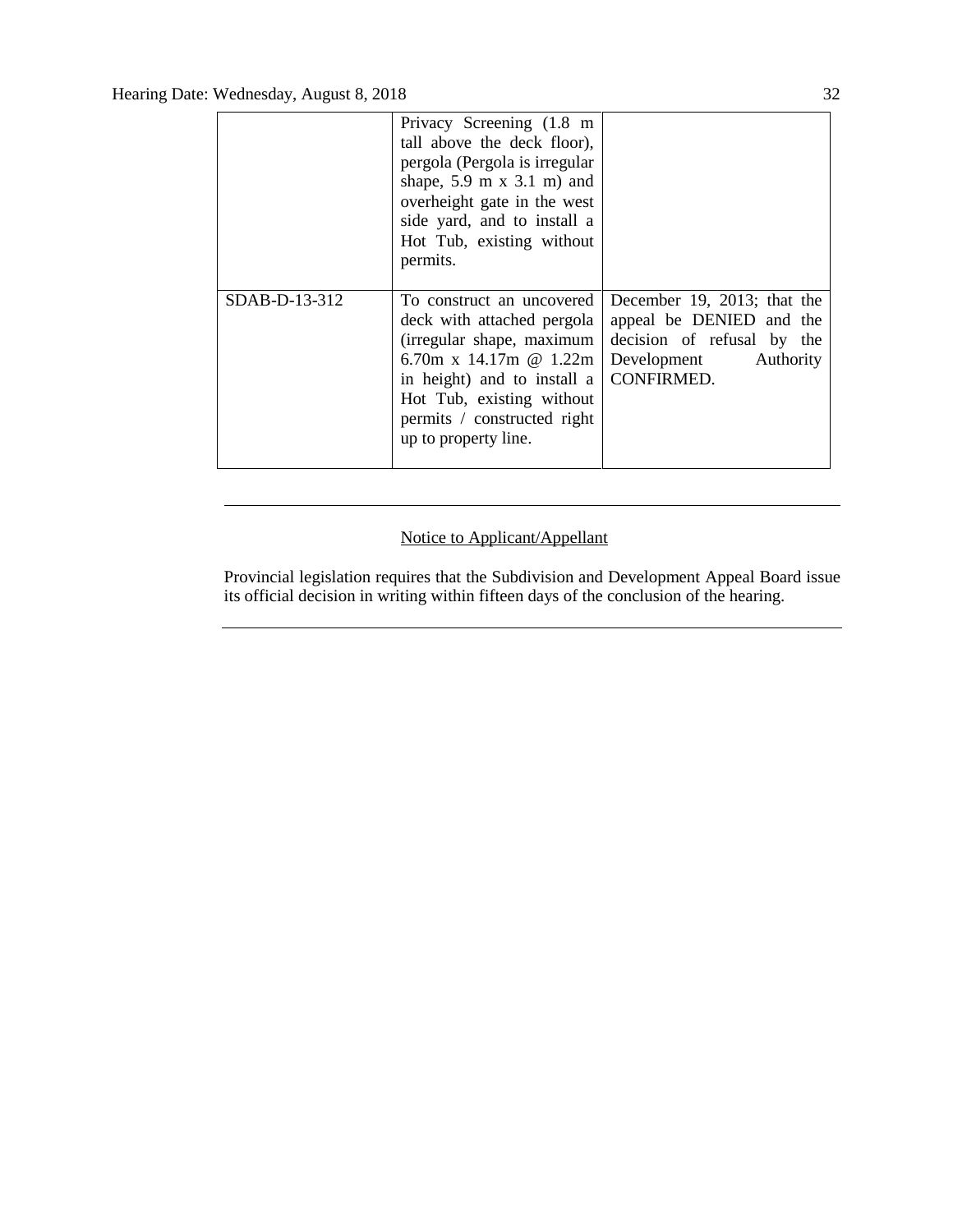| | | |
|---|---|---|
| | Privacy Screening (1.8 m tall above the deck floor), pergola (Pergola is irregular shape, 5.9 m x 3.1 m) and overheight gate in the west side yard, and to install a Hot Tub, existing without permits. | |
| SDAB-D-13-312 | To construct an uncovered deck with attached pergola (irregular shape, maximum 6.70m x 14.17m @ 1.22m in height) and to install a Hot Tub, existing without permits / constructed right up to property line. | December 19, 2013; that the appeal be DENIED and the decision of refusal by the Development Authority CONFIRMED. |

---

<u>Notice to Applicant/Appellant</u>

Provincial legislation requires that the Subdivision and Development Appeal Board issue its official decision in writing within fifteen days of the conclusion of the hearing.

---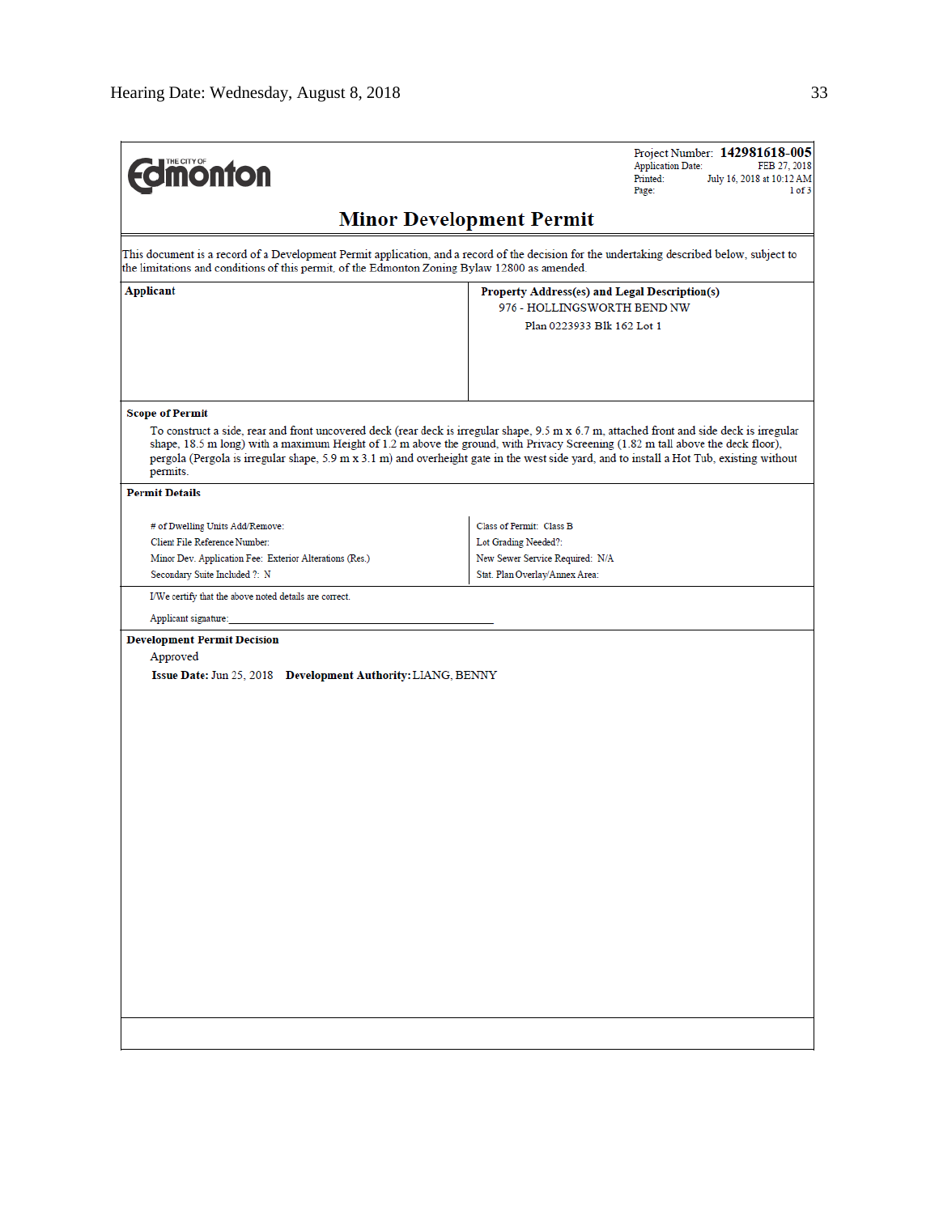**THE CITY OF Edmonton**

Project Number: **142981618-005**
Application Date: FEB 27, 2018
Printed: July 16, 2018 at 10:12 AM
Page: 1 of 3

## Minor Development Permit

This document is a record of a Development Permit application, and a record of the decision for the undertaking described below, subject to the limitations and conditions of this permit, of the Edmonton Zoning Bylaw 12800 as amended.

| **Applicant** | **Property Address(es) and Legal Description(s)** |
|---|---|
| | 976 - HOLLINGSWORTH BEND NW<br>Plan 0223933 Blk 162 Lot 1 |

**Scope of Permit**

To construct a side, rear and front uncovered deck (rear deck is irregular shape, 9.5 m x 6.7 m, attached front and side deck is irregular shape, 18.5 m long) with a maximum Height of 1.2 m above the ground, with Privacy Screening (1.82 m tall above the deck floor), pergola (Pergola is irregular shape, 5.9 m x 3.1 m) and overheight gate in the west side yard, and to install a Hot Tub, existing without permits.

**Permit Details**

| | |
|---|---|
| # of Dwelling Units Add/Remove: | Class of Permit: Class B |
| Client File Reference Number: | Lot Grading Needed?: |
| Minor Dev. Application Fee: Exterior Alterations (Res.) | New Sewer Service Required: N/A |
| Secondary Suite Included ?: N | Stat. Plan Overlay/Annex Area: |

I/We certify that the above noted details are correct.

Applicant signature:\_\_\_\_\_\_\_\_\_\_\_\_\_\_\_\_\_\_\_\_\_\_\_\_\_\_\_\_\_\_\_\_\_\_\_\_\_\_\_\_\_

**Development Permit Decision**

Approved

**Issue Date:** Jun 25, 2018 **Development Authority:** LIANG, BENNY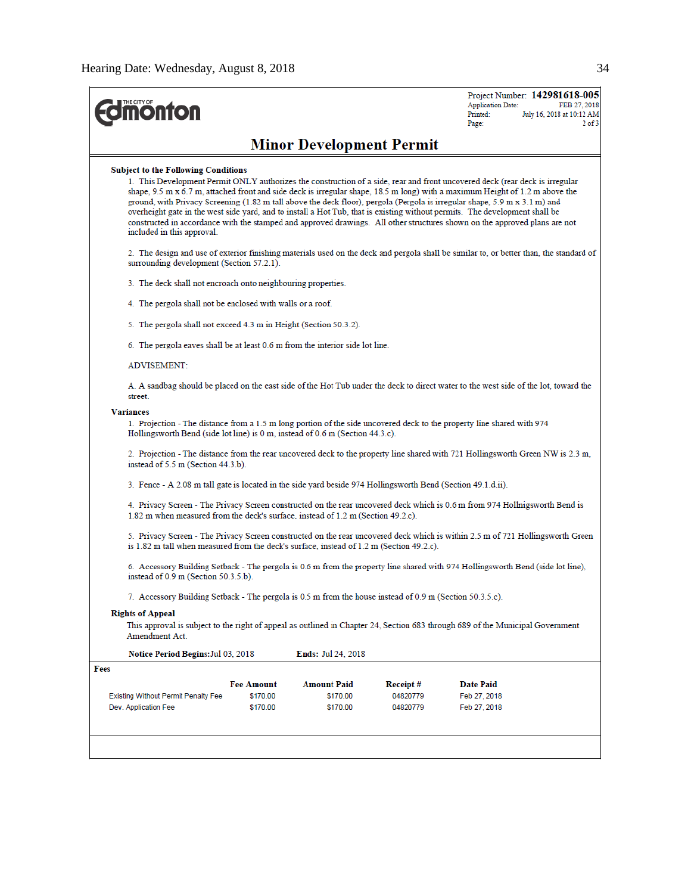Project Number: **142981618-005**
Application Date: FEB 27, 2018
Printed: July 16, 2018 at 10:12 AM
Page: 2 of 3

# Minor Development Permit

**Subject to the Following Conditions**

1. This Development Permit ONLY authorizes the construction of a side, rear and front uncovered deck (rear deck is irregular shape, 9.5 m x 6.7 m, attached front and side deck is irregular shape, 18.5 m long) with a maximum Height of 1.2 m above the ground, with Privacy Screening (1.82 m tall above the deck floor), pergola (Pergola is irregular shape, 5.9 m x 3.1 m) and overheight gate in the west side yard, and to install a Hot Tub, that is existing without permits. The development shall be constructed in accordance with the stamped and approved drawings. All other structures shown on the approved plans are not included in this approval.

2. The design and use of exterior finishing materials used on the deck and pergola shall be similar to, or better than, the standard of surrounding development (Section 57.2.1).

3. The deck shall not encroach onto neighbouring properties.

4. The pergola shall not be enclosed with walls or a roof.

5. The pergola shall not exceed 4.3 m in Height (Section 50.3.2).

6. The pergola eaves shall be at least 0.6 m from the interior side lot line.

ADVISEMENT:

A. A sandbag should be placed on the east side of the Hot Tub under the deck to direct water to the west side of the lot, toward the street.

**Variances**

1. Projection - The distance from a 1.5 m long portion of the side uncovered deck to the property line shared with 974 Hollingsworth Bend (side lot line) is 0 m, instead of 0.6 m (Section 44.3.c).

2. Projection - The distance from the rear uncovered deck to the property line shared with 721 Hollingsworth Green NW is 2.3 m, instead of 5.5 m (Section 44.3.b).

3. Fence - A 2.08 m tall gate is located in the side yard beside 974 Hollingsworth Bend (Section 49.1.d.ii).

4. Privacy Screen - The Privacy Screen constructed on the rear uncovered deck which is 0.6 m from 974 Hollnigsworth Bend is 1.82 m when measured from the deck's surface, instead of 1.2 m (Section 49.2.c).

5. Privacy Screen - The Privacy Screen constructed on the rear uncovered deck which is within 2.5 m of 721 Hollingsworth Green is 1.82 m tall when measured from the deck's surface, instead of 1.2 m (Section 49.2.c).

6. Accessory Building Setback - The pergola is 0.6 m from the property line shared with 974 Hollingsworth Bend (side lot line), instead of 0.9 m (Section 50.3.5.b).

7. Accessory Building Setback - The pergola is 0.5 m from the house instead of 0.9 m (Section 50.3.5.c).

**Rights of Appeal**

This approval is subject to the right of appeal as outlined in Chapter 24, Section 683 through 689 of the Municipal Government Amendment Act.

**Notice Period Begins:** Jul 03, 2018 **Ends:** Jul 24, 2018

**Fees**

| | Fee Amount | Amount Paid | Receipt # | Date Paid |
|---|---|---|---|---|
| Existing Without Permit Penalty Fee | $170.00 | $170.00 | 04820779 | Feb 27, 2018 |
| Dev. Application Fee | $170.00 | $170.00 | 04820779 | Feb 27, 2018 |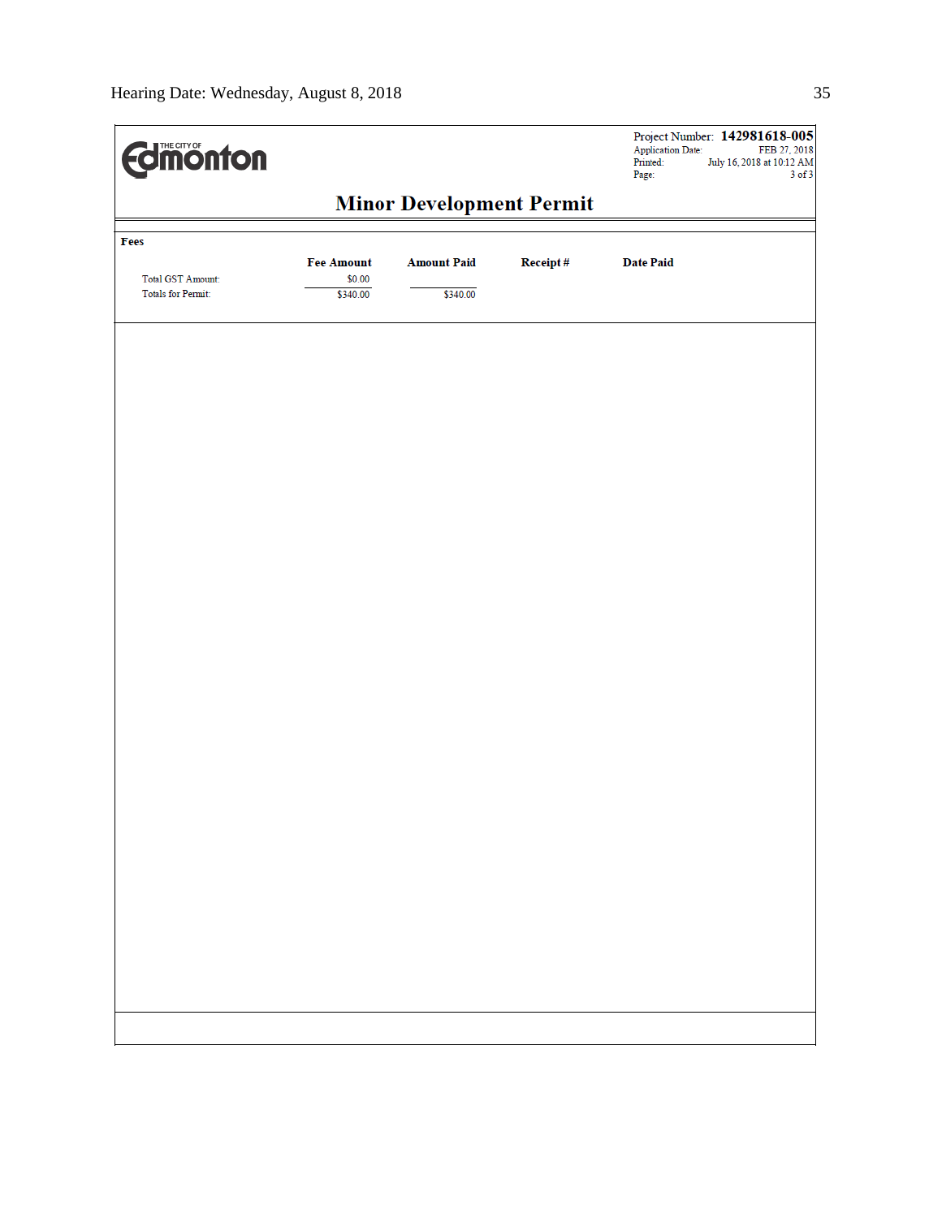THE CITY OF Edmonton

Project Number: **142981618-005**
Application Date: FEB 27, 2018
Printed: July 16, 2018 at 10:12 AM
Page: 3 of 3

## Minor Development Permit

**Fees**

| | Fee Amount | Amount Paid | Receipt # | Date Paid |
|---|---|---|---|---|
| Total GST Amount: | $0.00 | | | |
| Totals for Permit: | $340.00 | $340.00 | | |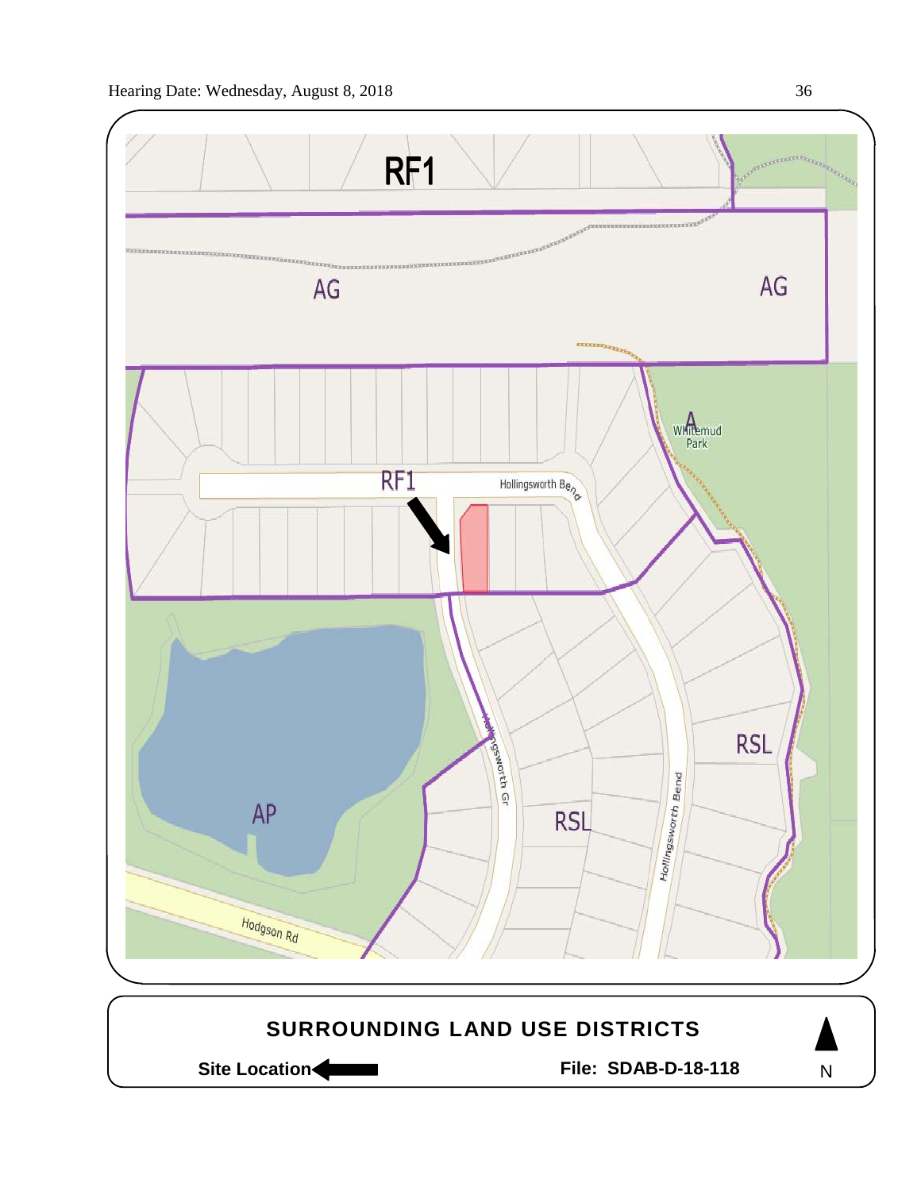RF1

AG

AG

A
Whitemud
Park

RF1

Hollingsworth Bend

RSL

AP

RSL

Hollingsworth Gr

Hollingsworth Bend

Hodgson Rd

**SURROUNDING LAND USE DISTRICTS**

**Site Location**

**File: SDAB-D-18-118**

N